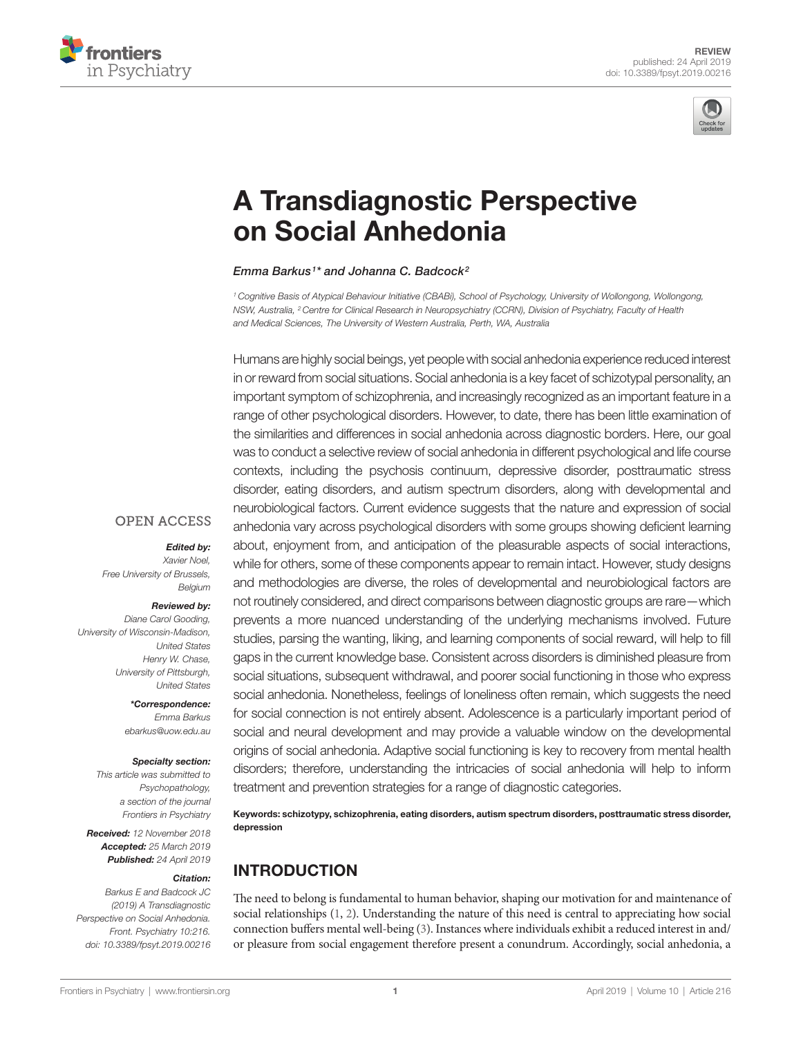REVIEW
published: 24 April 2019
doi: 10.3389/fpsyt.2019.00216

# A Transdiagnostic Perspective on Social Anhedonia

*Emma Barkus[1]\* and Johanna C. Badcock[2]*

[1] Cognitive Basis of Atypical Behaviour Initiative (CBABi), School of Psychology, University of Wollongong, Wollongong, NSW, Australia, [2] Centre for Clinical Research in Neuropsychiatry (CCRN), Division of Psychiatry, Faculty of Health and Medical Sciences, The University of Western Australia, Perth, WA, Australia

Humans are highly social beings, yet people with social anhedonia experience reduced interest in or reward from social situations. Social anhedonia is a key facet of schizotypal personality, an important symptom of schizophrenia, and increasingly recognized as an important feature in a range of other psychological disorders. However, to date, there has been little examination of the similarities and differences in social anhedonia across diagnostic borders. Here, our goal was to conduct a selective review of social anhedonia in different psychological and life course contexts, including the psychosis continuum, depressive disorder, posttraumatic stress disorder, eating disorders, and autism spectrum disorders, along with developmental and neurobiological factors. Current evidence suggests that the nature and expression of social anhedonia vary across psychological disorders with some groups showing deficient learning about, enjoyment from, and anticipation of the pleasurable aspects of social interactions, while for others, some of these components appear to remain intact. However, study designs and methodologies are diverse, the roles of developmental and neurobiological factors are not routinely considered, and direct comparisons between diagnostic groups are rare—which prevents a more nuanced understanding of the underlying mechanisms involved. Future studies, parsing the wanting, liking, and learning components of social reward, will help to fill gaps in the current knowledge base. Consistent across disorders is diminished pleasure from social situations, subsequent withdrawal, and poorer social functioning in those who express social anhedonia. Nonetheless, feelings of loneliness often remain, which suggests the need for social connection is not entirely absent. Adolescence is a particularly important period of social and neural development and may provide a valuable window on the developmental origins of social anhedonia. Adaptive social functioning is key to recovery from mental health disorders; therefore, understanding the intricacies of social anhedonia will help to inform treatment and prevention strategies for a range of diagnostic categories.

**Keywords: schizotypy, schizophrenia, eating disorders, autism spectrum disorders, posttraumatic stress disorder, depression**

OPEN ACCESS

***Edited by:***
*Xavier Noel,*
*Free University of Brussels, Belgium*

***Reviewed by:***
*Diane Carol Gooding,*
*University of Wisconsin-Madison, United States*
*Henry W. Chase,*
*University of Pittsburgh, United States*

***\*Correspondence:***
*Emma Barkus*
*ebarkus@uow.edu.au*

***Specialty section:***
*This article was submitted to Psychopathology, a section of the journal Frontiers in Psychiatry*

***Received:*** *12 November 2018*
***Accepted:*** *25 March 2019*
***Published:*** *24 April 2019*

***Citation:***
*Barkus E and Badcock JC (2019) A Transdiagnostic Perspective on Social Anhedonia. Front. Psychiatry 10:216. doi: 10.3389/fpsyt.2019.00216*

## INTRODUCTION

The need to belong is fundamental to human behavior, shaping our motivation for and maintenance of social relationships (1, 2). Understanding the nature of this need is central to appreciating how social connection buffers mental well-being (3). Instances where individuals exhibit a reduced interest in and/or pleasure from social engagement therefore present a conundrum. Accordingly, social anhedonia, a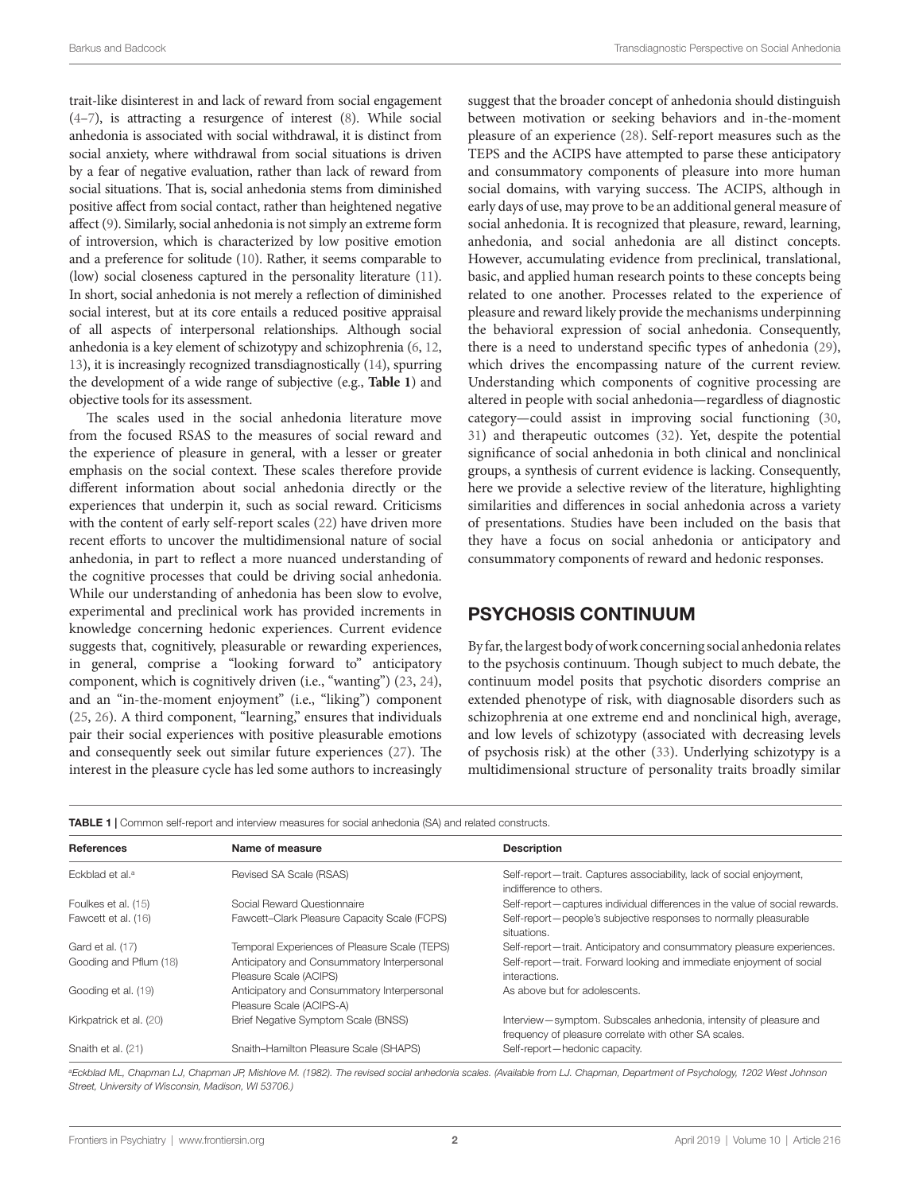trait-like disinterest in and lack of reward from social engagement (4–7), is attracting a resurgence of interest (8). While social anhedonia is associated with social withdrawal, it is distinct from social anxiety, where withdrawal from social situations is driven by a fear of negative evaluation, rather than lack of reward from social situations. That is, social anhedonia stems from diminished positive affect from social contact, rather than heightened negative affect (9). Similarly, social anhedonia is not simply an extreme form of introversion, which is characterized by low positive emotion and a preference for solitude (10). Rather, it seems comparable to (low) social closeness captured in the personality literature (11). In short, social anhedonia is not merely a reflection of diminished social interest, but at its core entails a reduced positive appraisal of all aspects of interpersonal relationships. Although social anhedonia is a key element of schizotypy and schizophrenia (6, 12, 13), it is increasingly recognized transdiagnostically (14), spurring the development of a wide range of subjective (e.g., **Table 1**) and objective tools for its assessment.

The scales used in the social anhedonia literature move from the focused RSAS to the measures of social reward and the experience of pleasure in general, with a lesser or greater emphasis on the social context. These scales therefore provide different information about social anhedonia directly or the experiences that underpin it, such as social reward. Criticisms with the content of early self-report scales (22) have driven more recent efforts to uncover the multidimensional nature of social anhedonia, in part to reflect a more nuanced understanding of the cognitive processes that could be driving social anhedonia. While our understanding of anhedonia has been slow to evolve, experimental and preclinical work has provided increments in knowledge concerning hedonic experiences. Current evidence suggests that, cognitively, pleasurable or rewarding experiences, in general, comprise a "looking forward to" anticipatory component, which is cognitively driven (i.e., "wanting") (23, 24), and an "in-the-moment enjoyment" (i.e., "liking") component (25, 26). A third component, "learning," ensures that individuals pair their social experiences with positive pleasurable emotions and consequently seek out similar future experiences (27). The interest in the pleasure cycle has led some authors to increasingly suggest that the broader concept of anhedonia should distinguish between motivation or seeking behaviors and in-the-moment pleasure of an experience (28). Self-report measures such as the TEPS and the ACIPS have attempted to parse these anticipatory and consummatory components of pleasure into more human social domains, with varying success. The ACIPS, although in early days of use, may prove to be an additional general measure of social anhedonia. It is recognized that pleasure, reward, learning, anhedonia, and social anhedonia are all distinct concepts. However, accumulating evidence from preclinical, translational, basic, and applied human research points to these concepts being related to one another. Processes related to the experience of pleasure and reward likely provide the mechanisms underpinning the behavioral expression of social anhedonia. Consequently, there is a need to understand specific types of anhedonia (29), which drives the encompassing nature of the current review. Understanding which components of cognitive processing are altered in people with social anhedonia—regardless of diagnostic category—could assist in improving social functioning (30, 31) and therapeutic outcomes (32). Yet, despite the potential significance of social anhedonia in both clinical and nonclinical groups, a synthesis of current evidence is lacking. Consequently, here we provide a selective review of the literature, highlighting similarities and differences in social anhedonia across a variety of presentations. Studies have been included on the basis that they have a focus on social anhedonia or anticipatory and consummatory components of reward and hedonic responses.

## PSYCHOSIS CONTINUUM

By far, the largest body of work concerning social anhedonia relates to the psychosis continuum. Though subject to much debate, the continuum model posits that psychotic disorders comprise an extended phenotype of risk, with diagnosable disorders such as schizophrenia at one extreme end and nonclinical high, average, and low levels of schizotypy (associated with decreasing levels of psychosis risk) at the other (33). Underlying schizotypy is a multidimensional structure of personality traits broadly similar

**TABLE 1** | Common self-report and interview measures for social anhedonia (SA) and related constructs.

| References | Name of measure | Description |
|---|---|---|
| Eckblad et al.[a] | Revised SA Scale (RSAS) | Self-report—trait. Captures associability, lack of social enjoyment, indifference to others. |
| Foulkes et al. (15) | Social Reward Questionnaire | Self-report—captures individual differences in the value of social rewards. |
| Fawcett et al. (16) | Fawcett–Clark Pleasure Capacity Scale (FCPS) | Self-report—people's subjective responses to normally pleasurable situations. |
| Gard et al. (17) | Temporal Experiences of Pleasure Scale (TEPS) | Self-report—trait. Anticipatory and consummatory pleasure experiences. |
| Gooding and Pflum (18) | Anticipatory and Consummatory Interpersonal Pleasure Scale (ACIPS) | Self-report—trait. Forward looking and immediate enjoyment of social interactions. |
| Gooding et al. (19) | Anticipatory and Consummatory Interpersonal Pleasure Scale (ACIPS-A) | As above but for adolescents. |
| Kirkpatrick et al. (20) | Brief Negative Symptom Scale (BNSS) | Interview—symptom. Subscales anhedonia, intensity of pleasure and frequency of pleasure correlate with other SA scales. |
| Snaith et al. (21) | Snaith–Hamilton Pleasure Scale (SHAPS) | Self-report—hedonic capacity. |

[a] *Eckblad ML, Chapman LJ, Chapman JP, Mishlove M. (1982). The revised social anhedonia scales. (Available from LJ. Chapman, Department of Psychology, 1202 West Johnson Street, University of Wisconsin, Madison, WI 53706.)*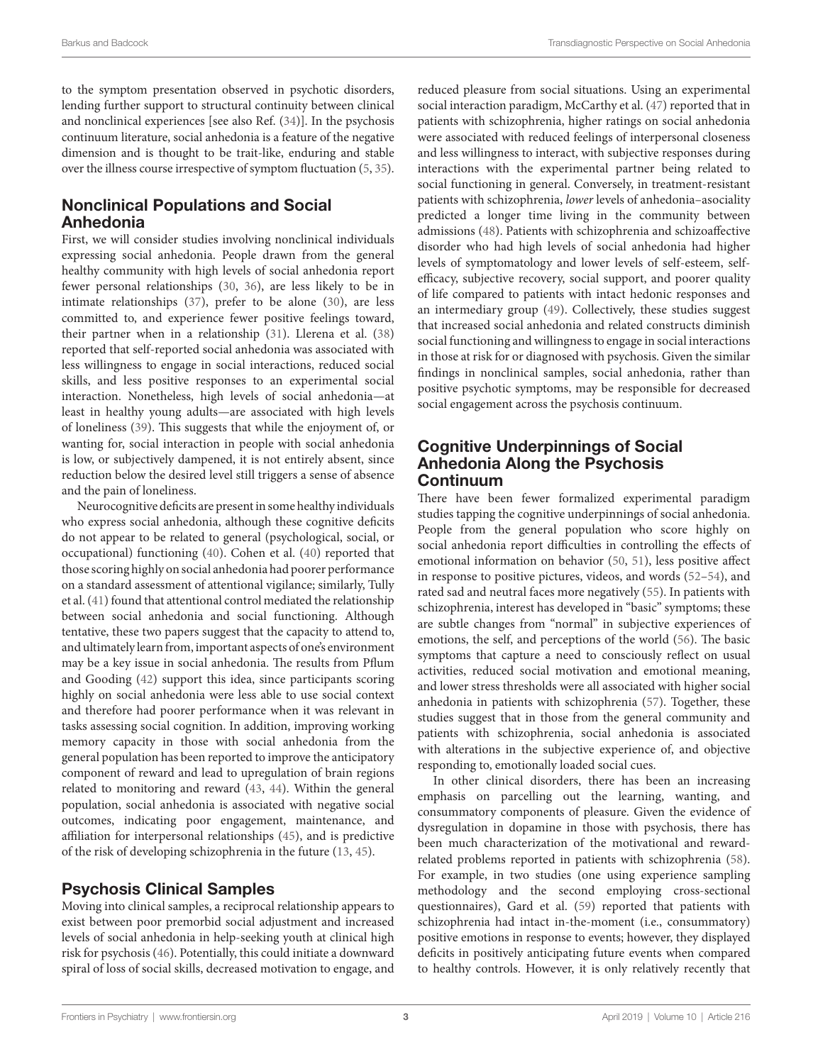to the symptom presentation observed in psychotic disorders, lending further support to structural continuity between clinical and nonclinical experiences [see also Ref. (34)]. In the psychosis continuum literature, social anhedonia is a feature of the negative dimension and is thought to be trait-like, enduring and stable over the illness course irrespective of symptom fluctuation (5, 35).

## Nonclinical Populations and Social Anhedonia

First, we will consider studies involving nonclinical individuals expressing social anhedonia. People drawn from the general healthy community with high levels of social anhedonia report fewer personal relationships (30, 36), are less likely to be in intimate relationships (37), prefer to be alone (30), are less committed to, and experience fewer positive feelings toward, their partner when in a relationship (31). Llerena et al. (38) reported that self-reported social anhedonia was associated with less willingness to engage in social interactions, reduced social skills, and less positive responses to an experimental social interaction. Nonetheless, high levels of social anhedonia—at least in healthy young adults—are associated with high levels of loneliness (39). This suggests that while the enjoyment of, or wanting for, social interaction in people with social anhedonia is low, or subjectively dampened, it is not entirely absent, since reduction below the desired level still triggers a sense of absence and the pain of loneliness.

Neurocognitive deficits are present in some healthy individuals who express social anhedonia, although these cognitive deficits do not appear to be related to general (psychological, social, or occupational) functioning (40). Cohen et al. (40) reported that those scoring highly on social anhedonia had poorer performance on a standard assessment of attentional vigilance; similarly, Tully et al. (41) found that attentional control mediated the relationship between social anhedonia and social functioning. Although tentative, these two papers suggest that the capacity to attend to, and ultimately learn from, important aspects of one's environment may be a key issue in social anhedonia. The results from Pflum and Gooding (42) support this idea, since participants scoring highly on social anhedonia were less able to use social context and therefore had poorer performance when it was relevant in tasks assessing social cognition. In addition, improving working memory capacity in those with social anhedonia from the general population has been reported to improve the anticipatory component of reward and lead to upregulation of brain regions related to monitoring and reward (43, 44). Within the general population, social anhedonia is associated with negative social outcomes, indicating poor engagement, maintenance, and affiliation for interpersonal relationships (45), and is predictive of the risk of developing schizophrenia in the future (13, 45).

## Psychosis Clinical Samples

Moving into clinical samples, a reciprocal relationship appears to exist between poor premorbid social adjustment and increased levels of social anhedonia in help-seeking youth at clinical high risk for psychosis (46). Potentially, this could initiate a downward spiral of loss of social skills, decreased motivation to engage, and reduced pleasure from social situations. Using an experimental social interaction paradigm, McCarthy et al. (47) reported that in patients with schizophrenia, higher ratings on social anhedonia were associated with reduced feelings of interpersonal closeness and less willingness to interact, with subjective responses during interactions with the experimental partner being related to social functioning in general. Conversely, in treatment-resistant patients with schizophrenia, *lower* levels of anhedonia–asociality predicted a longer time living in the community between admissions (48). Patients with schizophrenia and schizoaffective disorder who had high levels of social anhedonia had higher levels of symptomatology and lower levels of self-esteem, self-efficacy, subjective recovery, social support, and poorer quality of life compared to patients with intact hedonic responses and an intermediary group (49). Collectively, these studies suggest that increased social anhedonia and related constructs diminish social functioning and willingness to engage in social interactions in those at risk for or diagnosed with psychosis. Given the similar findings in nonclinical samples, social anhedonia, rather than positive psychotic symptoms, may be responsible for decreased social engagement across the psychosis continuum.

## Cognitive Underpinnings of Social Anhedonia Along the Psychosis Continuum

There have been fewer formalized experimental paradigm studies tapping the cognitive underpinnings of social anhedonia. People from the general population who score highly on social anhedonia report difficulties in controlling the effects of emotional information on behavior (50, 51), less positive affect in response to positive pictures, videos, and words (52–54), and rated sad and neutral faces more negatively (55). In patients with schizophrenia, interest has developed in "basic" symptoms; these are subtle changes from "normal" in subjective experiences of emotions, the self, and perceptions of the world (56). The basic symptoms that capture a need to consciously reflect on usual activities, reduced social motivation and emotional meaning, and lower stress thresholds were all associated with higher social anhedonia in patients with schizophrenia (57). Together, these studies suggest that in those from the general community and patients with schizophrenia, social anhedonia is associated with alterations in the subjective experience of, and objective responding to, emotionally loaded social cues.

In other clinical disorders, there has been an increasing emphasis on parcelling out the learning, wanting, and consummatory components of pleasure. Given the evidence of dysregulation in dopamine in those with psychosis, there has been much characterization of the motivational and reward-related problems reported in patients with schizophrenia (58). For example, in two studies (one using experience sampling methodology and the second employing cross-sectional questionnaires), Gard et al. (59) reported that patients with schizophrenia had intact in-the-moment (i.e., consummatory) positive emotions in response to events; however, they displayed deficits in positively anticipating future events when compared to healthy controls. However, it is only relatively recently that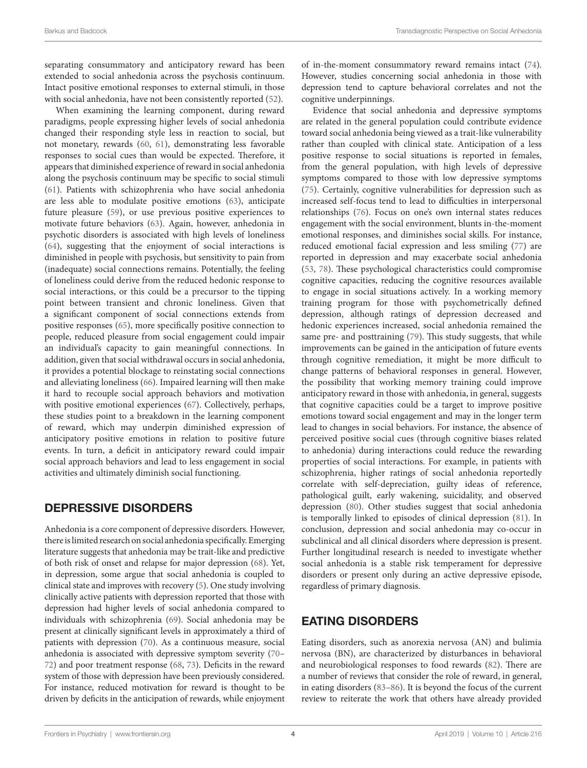separating consummatory and anticipatory reward has been extended to social anhedonia across the psychosis continuum. Intact positive emotional responses to external stimuli, in those with social anhedonia, have not been consistently reported (52).

When examining the learning component, during reward paradigms, people expressing higher levels of social anhedonia changed their responding style less in reaction to social, but not monetary, rewards (60, 61), demonstrating less favorable responses to social cues than would be expected. Therefore, it appears that diminished experience of reward in social anhedonia along the psychosis continuum may be specific to social stimuli (61). Patients with schizophrenia who have social anhedonia are less able to modulate positive emotions (63), anticipate future pleasure (59), or use previous positive experiences to motivate future behaviors (63). Again, however, anhedonia in psychotic disorders is associated with high levels of loneliness (64), suggesting that the enjoyment of social interactions is diminished in people with psychosis, but sensitivity to pain from (inadequate) social connections remains. Potentially, the feeling of loneliness could derive from the reduced hedonic response to social interactions, or this could be a precursor to the tipping point between transient and chronic loneliness. Given that a significant component of social connections extends from positive responses (65), more specifically positive connection to people, reduced pleasure from social engagement could impair an individual's capacity to gain meaningful connections. In addition, given that social withdrawal occurs in social anhedonia, it provides a potential blockage to reinstating social connections and alleviating loneliness (66). Impaired learning will then make it hard to recouple social approach behaviors and motivation with positive emotional experiences (67). Collectively, perhaps, these studies point to a breakdown in the learning component of reward, which may underpin diminished expression of anticipatory positive emotions in relation to positive future events. In turn, a deficit in anticipatory reward could impair social approach behaviors and lead to less engagement in social activities and ultimately diminish social functioning.

## DEPRESSIVE DISORDERS

Anhedonia is a core component of depressive disorders. However, there is limited research on social anhedonia specifically. Emerging literature suggests that anhedonia may be trait-like and predictive of both risk of onset and relapse for major depression (68). Yet, in depression, some argue that social anhedonia is coupled to clinical state and improves with recovery (5). One study involving clinically active patients with depression reported that those with depression had higher levels of social anhedonia compared to individuals with schizophrenia (69). Social anhedonia may be present at clinically significant levels in approximately a third of patients with depression (70). As a continuous measure, social anhedonia is associated with depressive symptom severity (70–72) and poor treatment response (68, 73). Deficits in the reward system of those with depression have been previously considered. For instance, reduced motivation for reward is thought to be driven by deficits in the anticipation of rewards, while enjoyment of in-the-moment consummatory reward remains intact (74). However, studies concerning social anhedonia in those with depression tend to capture behavioral correlates and not the cognitive underpinnings.

Evidence that social anhedonia and depressive symptoms are related in the general population could contribute evidence toward social anhedonia being viewed as a trait-like vulnerability rather than coupled with clinical state. Anticipation of a less positive response to social situations is reported in females, from the general population, with high levels of depressive symptoms compared to those with low depressive symptoms (75). Certainly, cognitive vulnerabilities for depression such as increased self-focus tend to lead to difficulties in interpersonal relationships (76). Focus on one's own internal states reduces engagement with the social environment, blunts in-the-moment emotional responses, and diminishes social skills. For instance, reduced emotional facial expression and less smiling (77) are reported in depression and may exacerbate social anhedonia (53, 78). These psychological characteristics could compromise cognitive capacities, reducing the cognitive resources available to engage in social situations actively. In a working memory training program for those with psychometrically defined depression, although ratings of depression decreased and hedonic experiences increased, social anhedonia remained the same pre- and posttraining (79). This study suggests, that while improvements can be gained in the anticipation of future events through cognitive remediation, it might be more difficult to change patterns of behavioral responses in general. However, the possibility that working memory training could improve anticipatory reward in those with anhedonia, in general, suggests that cognitive capacities could be a target to improve positive emotions toward social engagement and may in the longer term lead to changes in social behaviors. For instance, the absence of perceived positive social cues (through cognitive biases related to anhedonia) during interactions could reduce the rewarding properties of social interactions. For example, in patients with schizophrenia, higher ratings of social anhedonia reportedly correlate with self-depreciation, guilty ideas of reference, pathological guilt, early wakening, suicidality, and observed depression (80). Other studies suggest that social anhedonia is temporally linked to episodes of clinical depression (81). In conclusion, depression and social anhedonia may co-occur in subclinical and all clinical disorders where depression is present. Further longitudinal research is needed to investigate whether social anhedonia is a stable risk temperament for depressive disorders or present only during an active depressive episode, regardless of primary diagnosis.

## EATING DISORDERS

Eating disorders, such as anorexia nervosa (AN) and bulimia nervosa (BN), are characterized by disturbances in behavioral and neurobiological responses to food rewards (82). There are a number of reviews that consider the role of reward, in general, in eating disorders (83–86). It is beyond the focus of the current review to reiterate the work that others have already provided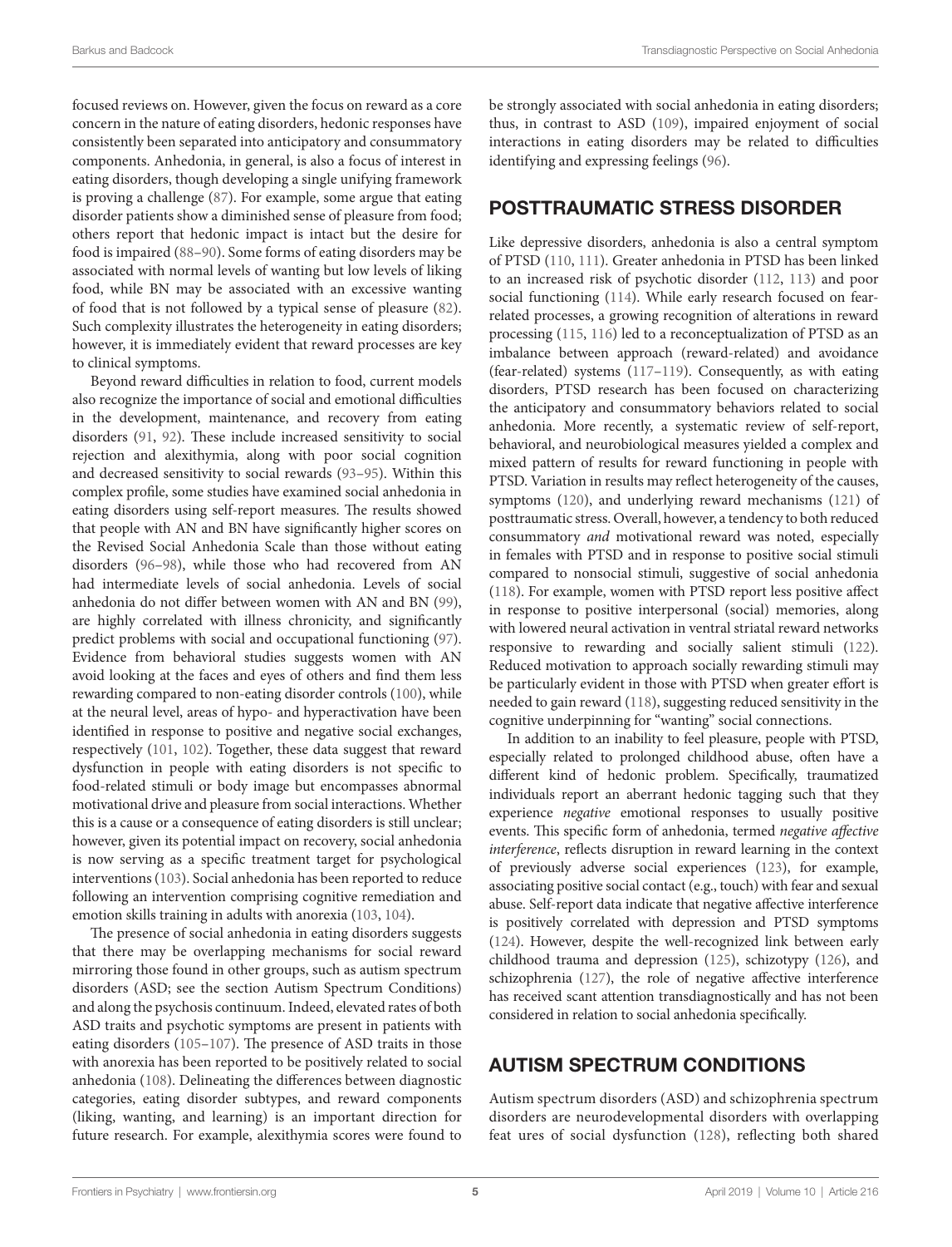focused reviews on. However, given the focus on reward as a core concern in the nature of eating disorders, hedonic responses have consistently been separated into anticipatory and consummatory components. Anhedonia, in general, is also a focus of interest in eating disorders, though developing a single unifying framework is proving a challenge (87). For example, some argue that eating disorder patients show a diminished sense of pleasure from food; others report that hedonic impact is intact but the desire for food is impaired (88–90). Some forms of eating disorders may be associated with normal levels of wanting but low levels of liking food, while BN may be associated with an excessive wanting of food that is not followed by a typical sense of pleasure (82). Such complexity illustrates the heterogeneity in eating disorders; however, it is immediately evident that reward processes are key to clinical symptoms.

Beyond reward difficulties in relation to food, current models also recognize the importance of social and emotional difficulties in the development, maintenance, and recovery from eating disorders (91, 92). These include increased sensitivity to social rejection and alexithymia, along with poor social cognition and decreased sensitivity to social rewards (93–95). Within this complex profile, some studies have examined social anhedonia in eating disorders using self-report measures. The results showed that people with AN and BN have significantly higher scores on the Revised Social Anhedonia Scale than those without eating disorders (96–98), while those who had recovered from AN had intermediate levels of social anhedonia. Levels of social anhedonia do not differ between women with AN and BN (99), are highly correlated with illness chronicity, and significantly predict problems with social and occupational functioning (97). Evidence from behavioral studies suggests women with AN avoid looking at the faces and eyes of others and find them less rewarding compared to non-eating disorder controls (100), while at the neural level, areas of hypo- and hyperactivation have been identified in response to positive and negative social exchanges, respectively (101, 102). Together, these data suggest that reward dysfunction in people with eating disorders is not specific to food-related stimuli or body image but encompasses abnormal motivational drive and pleasure from social interactions. Whether this is a cause or a consequence of eating disorders is still unclear; however, given its potential impact on recovery, social anhedonia is now serving as a specific treatment target for psychological interventions (103). Social anhedonia has been reported to reduce following an intervention comprising cognitive remediation and emotion skills training in adults with anorexia (103, 104).

The presence of social anhedonia in eating disorders suggests that there may be overlapping mechanisms for social reward mirroring those found in other groups, such as autism spectrum disorders (ASD; see the section Autism Spectrum Conditions) and along the psychosis continuum. Indeed, elevated rates of both ASD traits and psychotic symptoms are present in patients with eating disorders (105–107). The presence of ASD traits in those with anorexia has been reported to be positively related to social anhedonia (108). Delineating the differences between diagnostic categories, eating disorder subtypes, and reward components (liking, wanting, and learning) is an important direction for future research. For example, alexithymia scores were found to be strongly associated with social anhedonia in eating disorders; thus, in contrast to ASD (109), impaired enjoyment of social interactions in eating disorders may be related to difficulties identifying and expressing feelings (96).

## POSTTRAUMATIC STRESS DISORDER

Like depressive disorders, anhedonia is also a central symptom of PTSD (110, 111). Greater anhedonia in PTSD has been linked to an increased risk of psychotic disorder (112, 113) and poor social functioning (114). While early research focused on fear-related processes, a growing recognition of alterations in reward processing (115, 116) led to a reconceptualization of PTSD as an imbalance between approach (reward-related) and avoidance (fear-related) systems (117–119). Consequently, as with eating disorders, PTSD research has been focused on characterizing the anticipatory and consummatory behaviors related to social anhedonia. More recently, a systematic review of self-report, behavioral, and neurobiological measures yielded a complex and mixed pattern of results for reward functioning in people with PTSD. Variation in results may reflect heterogeneity of the causes, symptoms (120), and underlying reward mechanisms (121) of posttraumatic stress. Overall, however, a tendency to both reduced consummatory *and* motivational reward was noted, especially in females with PTSD and in response to positive social stimuli compared to nonsocial stimuli, suggestive of social anhedonia (118). For example, women with PTSD report less positive affect in response to positive interpersonal (social) memories, along with lowered neural activation in ventral striatal reward networks responsive to rewarding and socially salient stimuli (122). Reduced motivation to approach socially rewarding stimuli may be particularly evident in those with PTSD when greater effort is needed to gain reward (118), suggesting reduced sensitivity in the cognitive underpinning for "wanting" social connections.

In addition to an inability to feel pleasure, people with PTSD, especially related to prolonged childhood abuse, often have a different kind of hedonic problem. Specifically, traumatized individuals report an aberrant hedonic tagging such that they experience *negative* emotional responses to usually positive events. This specific form of anhedonia, termed *negative affective interference*, reflects disruption in reward learning in the context of previously adverse social experiences (123), for example, associating positive social contact (e.g., touch) with fear and sexual abuse. Self-report data indicate that negative affective interference is positively correlated with depression and PTSD symptoms (124). However, despite the well-recognized link between early childhood trauma and depression (125), schizotypy (126), and schizophrenia (127), the role of negative affective interference has received scant attention transdiagnostically and has not been considered in relation to social anhedonia specifically.

## AUTISM SPECTRUM CONDITIONS

Autism spectrum disorders (ASD) and schizophrenia spectrum disorders are neurodevelopmental disorders with overlapping feat ures of social dysfunction (128), reflecting both shared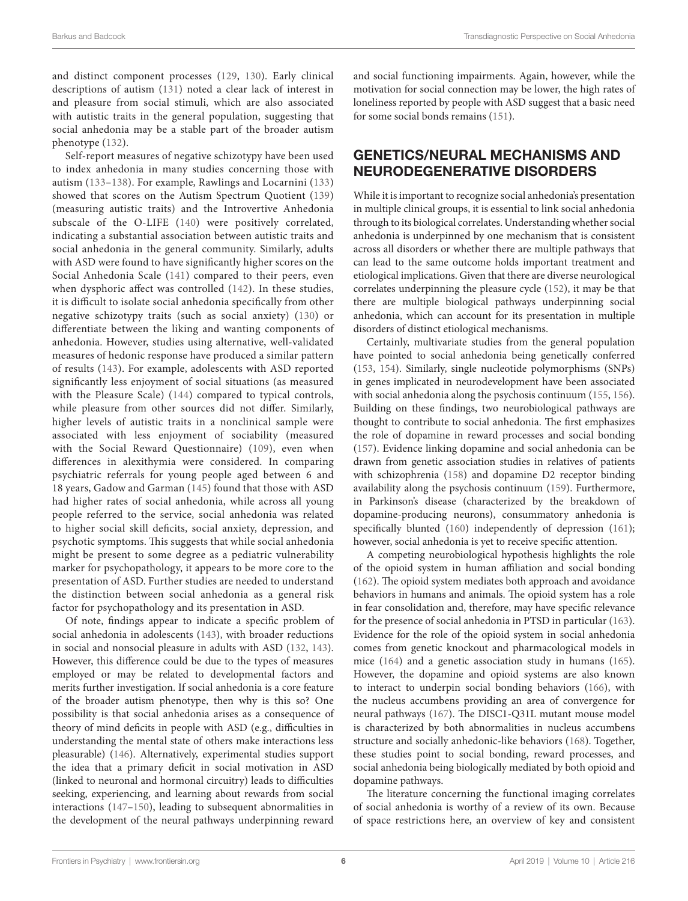and distinct component processes (129, 130). Early clinical descriptions of autism (131) noted a clear lack of interest in and pleasure from social stimuli, which are also associated with autistic traits in the general population, suggesting that social anhedonia may be a stable part of the broader autism phenotype (132).

Self-report measures of negative schizotypy have been used to index anhedonia in many studies concerning those with autism (133–138). For example, Rawlings and Locarnini (133) showed that scores on the Autism Spectrum Quotient (139) (measuring autistic traits) and the Introvertive Anhedonia subscale of the O-LIFE (140) were positively correlated, indicating a substantial association between autistic traits and social anhedonia in the general community. Similarly, adults with ASD were found to have significantly higher scores on the Social Anhedonia Scale (141) compared to their peers, even when dysphoric affect was controlled (142). In these studies, it is difficult to isolate social anhedonia specifically from other negative schizotypy traits (such as social anxiety) (130) or differentiate between the liking and wanting components of anhedonia. However, studies using alternative, well-validated measures of hedonic response have produced a similar pattern of results (143). For example, adolescents with ASD reported significantly less enjoyment of social situations (as measured with the Pleasure Scale) (144) compared to typical controls, while pleasure from other sources did not differ. Similarly, higher levels of autistic traits in a nonclinical sample were associated with less enjoyment of sociability (measured with the Social Reward Questionnaire) (109), even when differences in alexithymia were considered. In comparing psychiatric referrals for young people aged between 6 and 18 years, Gadow and Garman (145) found that those with ASD had higher rates of social anhedonia, while across all young people referred to the service, social anhedonia was related to higher social skill deficits, social anxiety, depression, and psychotic symptoms. This suggests that while social anhedonia might be present to some degree as a pediatric vulnerability marker for psychopathology, it appears to be more core to the presentation of ASD. Further studies are needed to understand the distinction between social anhedonia as a general risk factor for psychopathology and its presentation in ASD.

Of note, findings appear to indicate a specific problem of social anhedonia in adolescents (143), with broader reductions in social and nonsocial pleasure in adults with ASD (132, 143). However, this difference could be due to the types of measures employed or may be related to developmental factors and merits further investigation. If social anhedonia is a core feature of the broader autism phenotype, then why is this so? One possibility is that social anhedonia arises as a consequence of theory of mind deficits in people with ASD (e.g., difficulties in understanding the mental state of others make interactions less pleasurable) (146). Alternatively, experimental studies support the idea that a primary deficit in social motivation in ASD (linked to neuronal and hormonal circuitry) leads to difficulties seeking, experiencing, and learning about rewards from social interactions (147–150), leading to subsequent abnormalities in the development of the neural pathways underpinning reward and social functioning impairments. Again, however, while the motivation for social connection may be lower, the high rates of loneliness reported by people with ASD suggest that a basic need for some social bonds remains (151).

## GENETICS/NEURAL MECHANISMS AND NEURODEGENERATIVE DISORDERS

While it is important to recognize social anhedonia's presentation in multiple clinical groups, it is essential to link social anhedonia through to its biological correlates. Understanding whether social anhedonia is underpinned by one mechanism that is consistent across all disorders or whether there are multiple pathways that can lead to the same outcome holds important treatment and etiological implications. Given that there are diverse neurological correlates underpinning the pleasure cycle (152), it may be that there are multiple biological pathways underpinning social anhedonia, which can account for its presentation in multiple disorders of distinct etiological mechanisms.

Certainly, multivariate studies from the general population have pointed to social anhedonia being genetically conferred (153, 154). Similarly, single nucleotide polymorphisms (SNPs) in genes implicated in neurodevelopment have been associated with social anhedonia along the psychosis continuum (155, 156). Building on these findings, two neurobiological pathways are thought to contribute to social anhedonia. The first emphasizes the role of dopamine in reward processes and social bonding (157). Evidence linking dopamine and social anhedonia can be drawn from genetic association studies in relatives of patients with schizophrenia (158) and dopamine D2 receptor binding availability along the psychosis continuum (159). Furthermore, in Parkinson's disease (characterized by the breakdown of dopamine-producing neurons), consummatory anhedonia is specifically blunted (160) independently of depression (161); however, social anhedonia is yet to receive specific attention.

A competing neurobiological hypothesis highlights the role of the opioid system in human affiliation and social bonding (162). The opioid system mediates both approach and avoidance behaviors in humans and animals. The opioid system has a role in fear consolidation and, therefore, may have specific relevance for the presence of social anhedonia in PTSD in particular (163). Evidence for the role of the opioid system in social anhedonia comes from genetic knockout and pharmacological models in mice (164) and a genetic association study in humans (165). However, the dopamine and opioid systems are also known to interact to underpin social bonding behaviors (166), with the nucleus accumbens providing an area of convergence for neural pathways (167). The DISC1-Q31L mutant mouse model is characterized by both abnormalities in nucleus accumbens structure and socially anhedonic-like behaviors (168). Together, these studies point to social bonding, reward processes, and social anhedonia being biologically mediated by both opioid and dopamine pathways.

The literature concerning the functional imaging correlates of social anhedonia is worthy of a review of its own. Because of space restrictions here, an overview of key and consistent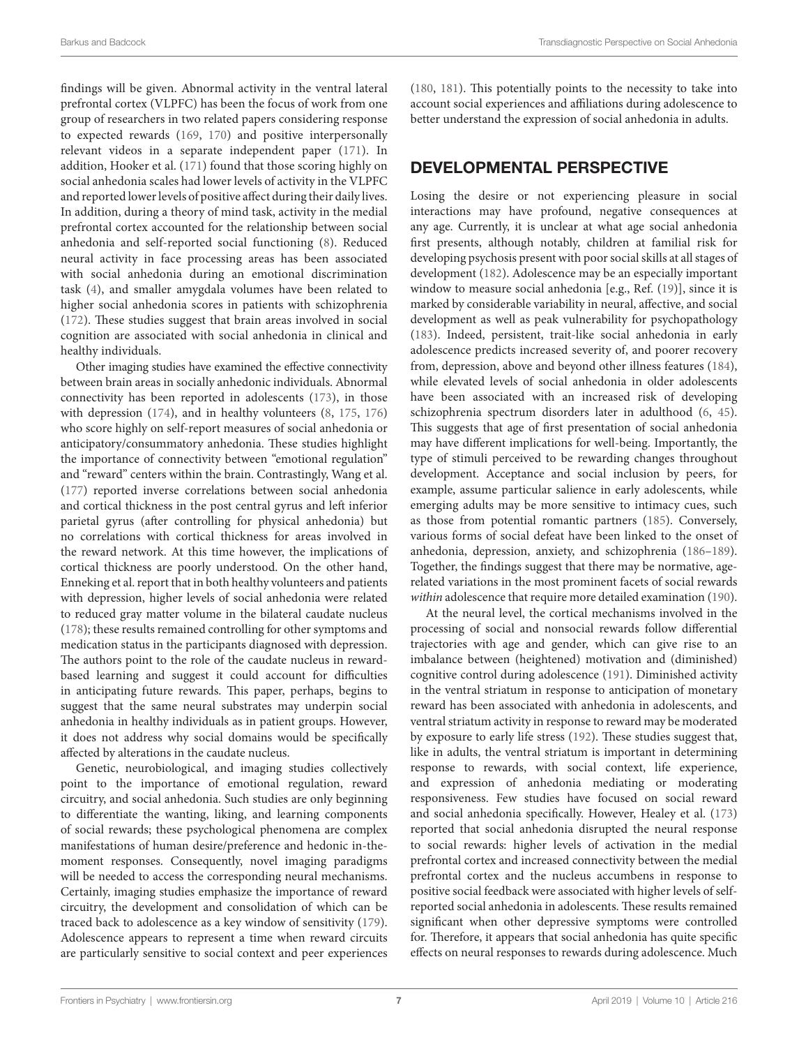findings will be given. Abnormal activity in the ventral lateral prefrontal cortex (VLPFC) has been the focus of work from one group of researchers in two related papers considering response to expected rewards (169, 170) and positive interpersonally relevant videos in a separate independent paper (171). In addition, Hooker et al. (171) found that those scoring highly on social anhedonia scales had lower levels of activity in the VLPFC and reported lower levels of positive affect during their daily lives. In addition, during a theory of mind task, activity in the medial prefrontal cortex accounted for the relationship between social anhedonia and self-reported social functioning (8). Reduced neural activity in face processing areas has been associated with social anhedonia during an emotional discrimination task (4), and smaller amygdala volumes have been related to higher social anhedonia scores in patients with schizophrenia (172). These studies suggest that brain areas involved in social cognition are associated with social anhedonia in clinical and healthy individuals.

Other imaging studies have examined the effective connectivity between brain areas in socially anhedonic individuals. Abnormal connectivity has been reported in adolescents (173), in those with depression (174), and in healthy volunteers (8, 175, 176) who score highly on self-report measures of social anhedonia or anticipatory/consummatory anhedonia. These studies highlight the importance of connectivity between "emotional regulation" and "reward" centers within the brain. Contrastingly, Wang et al. (177) reported inverse correlations between social anhedonia and cortical thickness in the post central gyrus and left inferior parietal gyrus (after controlling for physical anhedonia) but no correlations with cortical thickness for areas involved in the reward network. At this time however, the implications of cortical thickness are poorly understood. On the other hand, Enneking et al. report that in both healthy volunteers and patients with depression, higher levels of social anhedonia were related to reduced gray matter volume in the bilateral caudate nucleus (178); these results remained controlling for other symptoms and medication status in the participants diagnosed with depression. The authors point to the role of the caudate nucleus in reward-based learning and suggest it could account for difficulties in anticipating future rewards. This paper, perhaps, begins to suggest that the same neural substrates may underpin social anhedonia in healthy individuals as in patient groups. However, it does not address why social domains would be specifically affected by alterations in the caudate nucleus.

Genetic, neurobiological, and imaging studies collectively point to the importance of emotional regulation, reward circuitry, and social anhedonia. Such studies are only beginning to differentiate the wanting, liking, and learning components of social rewards; these psychological phenomena are complex manifestations of human desire/preference and hedonic in-the-moment responses. Consequently, novel imaging paradigms will be needed to access the corresponding neural mechanisms. Certainly, imaging studies emphasize the importance of reward circuitry, the development and consolidation of which can be traced back to adolescence as a key window of sensitivity (179). Adolescence appears to represent a time when reward circuits are particularly sensitive to social context and peer experiences (180, 181). This potentially points to the necessity to take into account social experiences and affiliations during adolescence to better understand the expression of social anhedonia in adults.

## DEVELOPMENTAL PERSPECTIVE

Losing the desire or not experiencing pleasure in social interactions may have profound, negative consequences at any age. Currently, it is unclear at what age social anhedonia first presents, although notably, children at familial risk for developing psychosis present with poor social skills at all stages of development (182). Adolescence may be an especially important window to measure social anhedonia [e.g., Ref. (19)], since it is marked by considerable variability in neural, affective, and social development as well as peak vulnerability for psychopathology (183). Indeed, persistent, trait-like social anhedonia in early adolescence predicts increased severity of, and poorer recovery from, depression, above and beyond other illness features (184), while elevated levels of social anhedonia in older adolescents have been associated with an increased risk of developing schizophrenia spectrum disorders later in adulthood (6, 45). This suggests that age of first presentation of social anhedonia may have different implications for well-being. Importantly, the type of stimuli perceived to be rewarding changes throughout development. Acceptance and social inclusion by peers, for example, assume particular salience in early adolescents, while emerging adults may be more sensitive to intimacy cues, such as those from potential romantic partners (185). Conversely, various forms of social defeat have been linked to the onset of anhedonia, depression, anxiety, and schizophrenia (186–189). Together, the findings suggest that there may be normative, age-related variations in the most prominent facets of social rewards *within* adolescence that require more detailed examination (190).

At the neural level, the cortical mechanisms involved in the processing of social and nonsocial rewards follow differential trajectories with age and gender, which can give rise to an imbalance between (heightened) motivation and (diminished) cognitive control during adolescence (191). Diminished activity in the ventral striatum in response to anticipation of monetary reward has been associated with anhedonia in adolescents, and ventral striatum activity in response to reward may be moderated by exposure to early life stress (192). These studies suggest that, like in adults, the ventral striatum is important in determining response to rewards, with social context, life experience, and expression of anhedonia mediating or moderating responsiveness. Few studies have focused on social reward and social anhedonia specifically. However, Healey et al. (173) reported that social anhedonia disrupted the neural response to social rewards: higher levels of activation in the medial prefrontal cortex and increased connectivity between the medial prefrontal cortex and the nucleus accumbens in response to positive social feedback were associated with higher levels of self-reported social anhedonia in adolescents. These results remained significant when other depressive symptoms were controlled for. Therefore, it appears that social anhedonia has quite specific effects on neural responses to rewards during adolescence. Much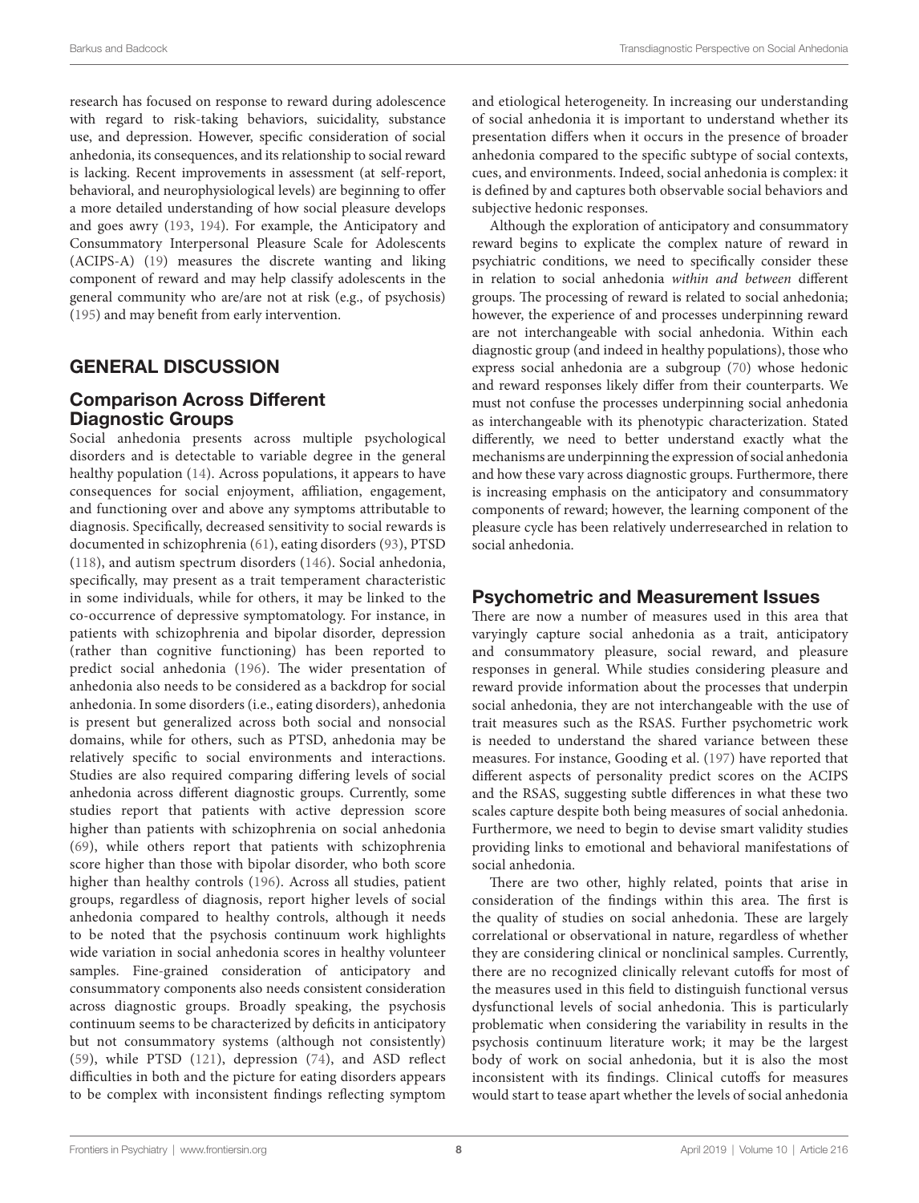research has focused on response to reward during adolescence with regard to risk-taking behaviors, suicidality, substance use, and depression. However, specific consideration of social anhedonia, its consequences, and its relationship to social reward is lacking. Recent improvements in assessment (at self-report, behavioral, and neurophysiological levels) are beginning to offer a more detailed understanding of how social pleasure develops and goes awry (193, 194). For example, the Anticipatory and Consummatory Interpersonal Pleasure Scale for Adolescents (ACIPS-A) (19) measures the discrete wanting and liking component of reward and may help classify adolescents in the general community who are/are not at risk (e.g., of psychosis) (195) and may benefit from early intervention.

## GENERAL DISCUSSION

### Comparison Across Different Diagnostic Groups

Social anhedonia presents across multiple psychological disorders and is detectable to variable degree in the general healthy population (14). Across populations, it appears to have consequences for social enjoyment, affiliation, engagement, and functioning over and above any symptoms attributable to diagnosis. Specifically, decreased sensitivity to social rewards is documented in schizophrenia (61), eating disorders (93), PTSD (118), and autism spectrum disorders (146). Social anhedonia, specifically, may present as a trait temperament characteristic in some individuals, while for others, it may be linked to the co-occurrence of depressive symptomatology. For instance, in patients with schizophrenia and bipolar disorder, depression (rather than cognitive functioning) has been reported to predict social anhedonia (196). The wider presentation of anhedonia also needs to be considered as a backdrop for social anhedonia. In some disorders (i.e., eating disorders), anhedonia is present but generalized across both social and nonsocial domains, while for others, such as PTSD, anhedonia may be relatively specific to social environments and interactions. Studies are also required comparing differing levels of social anhedonia across different diagnostic groups. Currently, some studies report that patients with active depression score higher than patients with schizophrenia on social anhedonia (69), while others report that patients with schizophrenia score higher than those with bipolar disorder, who both score higher than healthy controls (196). Across all studies, patient groups, regardless of diagnosis, report higher levels of social anhedonia compared to healthy controls, although it needs to be noted that the psychosis continuum work highlights wide variation in social anhedonia scores in healthy volunteer samples. Fine-grained consideration of anticipatory and consummatory components also needs consistent consideration across diagnostic groups. Broadly speaking, the psychosis continuum seems to be characterized by deficits in anticipatory but not consummatory systems (although not consistently) (59), while PTSD (121), depression (74), and ASD reflect difficulties in both and the picture for eating disorders appears to be complex with inconsistent findings reflecting symptom and etiological heterogeneity. In increasing our understanding of social anhedonia it is important to understand whether its presentation differs when it occurs in the presence of broader anhedonia compared to the specific subtype of social contexts, cues, and environments. Indeed, social anhedonia is complex: it is defined by and captures both observable social behaviors and subjective hedonic responses.

Although the exploration of anticipatory and consummatory reward begins to explicate the complex nature of reward in psychiatric conditions, we need to specifically consider these in relation to social anhedonia *within and between* different groups. The processing of reward is related to social anhedonia; however, the experience of and processes underpinning reward are not interchangeable with social anhedonia. Within each diagnostic group (and indeed in healthy populations), those who express social anhedonia are a subgroup (70) whose hedonic and reward responses likely differ from their counterparts. We must not confuse the processes underpinning social anhedonia as interchangeable with its phenotypic characterization. Stated differently, we need to better understand exactly what the mechanisms are underpinning the expression of social anhedonia and how these vary across diagnostic groups. Furthermore, there is increasing emphasis on the anticipatory and consummatory components of reward; however, the learning component of the pleasure cycle has been relatively underresearched in relation to social anhedonia.

### Psychometric and Measurement Issues

There are now a number of measures used in this area that varyingly capture social anhedonia as a trait, anticipatory and consummatory pleasure, social reward, and pleasure responses in general. While studies considering pleasure and reward provide information about the processes that underpin social anhedonia, they are not interchangeable with the use of trait measures such as the RSAS. Further psychometric work is needed to understand the shared variance between these measures. For instance, Gooding et al. (197) have reported that different aspects of personality predict scores on the ACIPS and the RSAS, suggesting subtle differences in what these two scales capture despite both being measures of social anhedonia. Furthermore, we need to begin to devise smart validity studies providing links to emotional and behavioral manifestations of social anhedonia.

There are two other, highly related, points that arise in consideration of the findings within this area. The first is the quality of studies on social anhedonia. These are largely correlational or observational in nature, regardless of whether they are considering clinical or nonclinical samples. Currently, there are no recognized clinically relevant cutoffs for most of the measures used in this field to distinguish functional versus dysfunctional levels of social anhedonia. This is particularly problematic when considering the variability in results in the psychosis continuum literature work; it may be the largest body of work on social anhedonia, but it is also the most inconsistent with its findings. Clinical cutoffs for measures would start to tease apart whether the levels of social anhedonia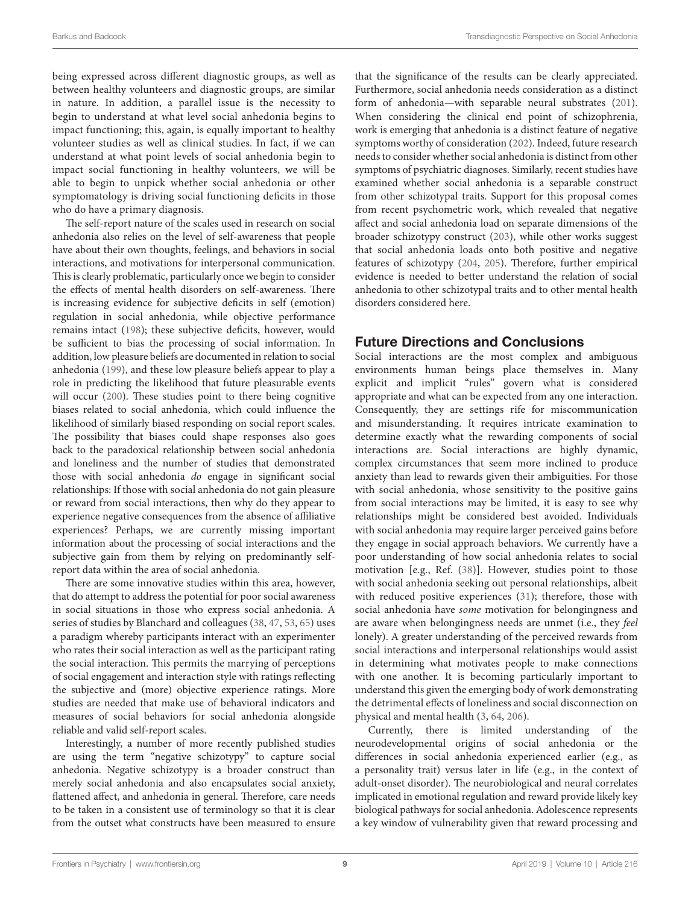being expressed across different diagnostic groups, as well as between healthy volunteers and diagnostic groups, are similar in nature. In addition, a parallel issue is the necessity to begin to understand at what level social anhedonia begins to impact functioning; this, again, is equally important to healthy volunteer studies as well as clinical studies. In fact, if we can understand at what point levels of social anhedonia begin to impact social functioning in healthy volunteers, we will be able to begin to unpick whether social anhedonia or other symptomatology is driving social functioning deficits in those who do have a primary diagnosis.

The self-report nature of the scales used in research on social anhedonia also relies on the level of self-awareness that people have about their own thoughts, feelings, and behaviors in social interactions, and motivations for interpersonal communication. This is clearly problematic, particularly once we begin to consider the effects of mental health disorders on self-awareness. There is increasing evidence for subjective deficits in self (emotion) regulation in social anhedonia, while objective performance remains intact (198); these subjective deficits, however, would be sufficient to bias the processing of social information. In addition, low pleasure beliefs are documented in relation to social anhedonia (199), and these low pleasure beliefs appear to play a role in predicting the likelihood that future pleasurable events will occur (200). These studies point to there being cognitive biases related to social anhedonia, which could influence the likelihood of similarly biased responding on social report scales. The possibility that biases could shape responses also goes back to the paradoxical relationship between social anhedonia and loneliness and the number of studies that demonstrated those with social anhedonia *do* engage in significant social relationships: If those with social anhedonia do not gain pleasure or reward from social interactions, then why do they appear to experience negative consequences from the absence of affiliative experiences? Perhaps, we are currently missing important information about the processing of social interactions and the subjective gain from them by relying on predominantly self-report data within the area of social anhedonia.

There are some innovative studies within this area, however, that do attempt to address the potential for poor social awareness in social situations in those who express social anhedonia. A series of studies by Blanchard and colleagues (38, 47, 53, 65) uses a paradigm whereby participants interact with an experimenter who rates their social interaction as well as the participant rating the social interaction. This permits the marrying of perceptions of social engagement and interaction style with ratings reflecting the subjective and (more) objective experience ratings. More studies are needed that make use of behavioral indicators and measures of social behaviors for social anhedonia alongside reliable and valid self-report scales.

Interestingly, a number of more recently published studies are using the term "negative schizotypy" to capture social anhedonia. Negative schizotypy is a broader construct than merely social anhedonia and also encapsulates social anxiety, flattened affect, and anhedonia in general. Therefore, care needs to be taken in a consistent use of terminology so that it is clear from the outset what constructs have been measured to ensure that the significance of the results can be clearly appreciated. Furthermore, social anhedonia needs consideration as a distinct form of anhedonia—with separable neural substrates (201). When considering the clinical end point of schizophrenia, work is emerging that anhedonia is a distinct feature of negative symptoms worthy of consideration (202). Indeed, future research needs to consider whether social anhedonia is distinct from other symptoms of psychiatric diagnoses. Similarly, recent studies have examined whether social anhedonia is a separable construct from other schizotypal traits. Support for this proposal comes from recent psychometric work, which revealed that negative affect and social anhedonia load on separate dimensions of the broader schizotypy construct (203), while other works suggest that social anhedonia loads onto both positive and negative features of schizotypy (204, 205). Therefore, further empirical evidence is needed to better understand the relation of social anhedonia to other schizotypal traits and to other mental health disorders considered here.

## Future Directions and Conclusions

Social interactions are the most complex and ambiguous environments human beings place themselves in. Many explicit and implicit "rules" govern what is considered appropriate and what can be expected from any one interaction. Consequently, they are settings rife for miscommunication and misunderstanding. It requires intricate examination to determine exactly what the rewarding components of social interactions are. Social interactions are highly dynamic, complex circumstances that seem more inclined to produce anxiety than lead to rewards given their ambiguities. For those with social anhedonia, whose sensitivity to the positive gains from social interactions may be limited, it is easy to see why relationships might be considered best avoided. Individuals with social anhedonia may require larger perceived gains before they engage in social approach behaviors. We currently have a poor understanding of how social anhedonia relates to social motivation [e.g., Ref. (38)]. However, studies point to those with social anhedonia seeking out personal relationships, albeit with reduced positive experiences (31); therefore, those with social anhedonia have *some* motivation for belongingness and are aware when belongingness needs are unmet (i.e., they *feel* lonely). A greater understanding of the perceived rewards from social interactions and interpersonal relationships would assist in determining what motivates people to make connections with one another. It is becoming particularly important to understand this given the emerging body of work demonstrating the detrimental effects of loneliness and social disconnection on physical and mental health (3, 64, 206).

Currently, there is limited understanding of the neurodevelopmental origins of social anhedonia or the differences in social anhedonia experienced earlier (e.g., as a personality trait) versus later in life (e.g., in the context of adult-onset disorder). The neurobiological and neural correlates implicated in emotional regulation and reward provide likely key biological pathways for social anhedonia. Adolescence represents a key window of vulnerability given that reward processing and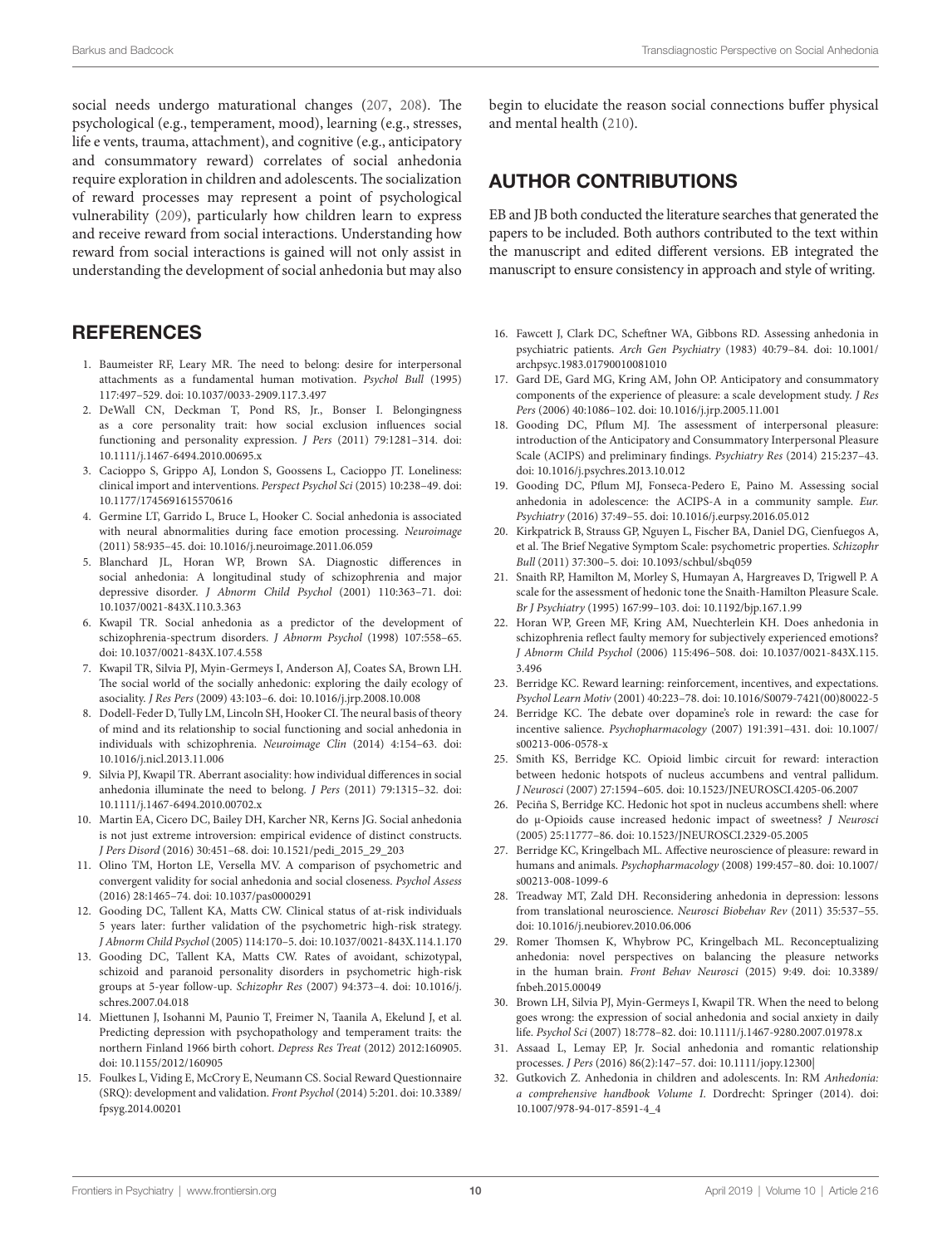social needs undergo maturational changes (207, 208). The psychological (e.g., temperament, mood), learning (e.g., stresses, life e vents, trauma, attachment), and cognitive (e.g., anticipatory and consummatory reward) correlates of social anhedonia require exploration in children and adolescents. The socialization of reward processes may represent a point of psychological vulnerability (209), particularly how children learn to express and receive reward from social interactions. Understanding how reward from social interactions is gained will not only assist in understanding the development of social anhedonia but may also begin to elucidate the reason social connections buffer physical and mental health (210).

## AUTHOR CONTRIBUTIONS

EB and JB both conducted the literature searches that generated the papers to be included. Both authors contributed to the text within the manuscript and edited different versions. EB integrated the manuscript to ensure consistency in approach and style of writing.

## REFERENCES

1. Baumeister RF, Leary MR. The need to belong: desire for interpersonal attachments as a fundamental human motivation. *Psychol Bull* (1995) 117:497–529. doi: 10.1037/0033-2909.117.3.497
2. DeWall CN, Deckman T, Pond RS, Jr., Bonser I. Belongingness as a core personality trait: how social exclusion influences social functioning and personality expression. *J Pers* (2011) 79:1281–314. doi: 10.1111/j.1467-6494.2010.00695.x
3. Cacioppo S, Grippo AJ, London S, Goossens L, Cacioppo JT. Loneliness: clinical import and interventions. *Perspect Psychol Sci* (2015) 10:238–49. doi: 10.1177/1745691615570616
4. Germine LT, Garrido L, Bruce L, Hooker C. Social anhedonia is associated with neural abnormalities during face emotion processing. *Neuroimage* (2011) 58:935–45. doi: 10.1016/j.neuroimage.2011.06.059
5. Blanchard JL, Horan WP, Brown SA. Diagnostic differences in social anhedonia: A longitudinal study of schizophrenia and major depressive disorder. *J Abnorm Child Psychol* (2001) 110:363–71. doi: 10.1037/0021-843X.110.3.363
6. Kwapil TR. Social anhedonia as a predictor of the development of schizophrenia-spectrum disorders. *J Abnorm Psychol* (1998) 107:558–65. doi: 10.1037/0021-843X.107.4.558
7. Kwapil TR, Silvia PJ, Myin-Germeys I, Anderson AJ, Coates SA, Brown LH. The social world of the socially anhedonic: exploring the daily ecology of asociality. *J Res Pers* (2009) 43:103–6. doi: 10.1016/j.jrp.2008.10.008
8. Dodell-Feder D, Tully LM, Lincoln SH, Hooker CI. The neural basis of theory of mind and its relationship to social functioning and social anhedonia in individuals with schizophrenia. *Neuroimage Clin* (2014) 4:154–63. doi: 10.1016/j.nicl.2013.11.006
9. Silvia PJ, Kwapil TR. Aberrant asociality: how individual differences in social anhedonia illuminate the need to belong. *J Pers* (2011) 79:1315–32. doi: 10.1111/j.1467-6494.2010.00702.x
10. Martin EA, Cicero DC, Bailey DH, Karcher NR, Kerns JG. Social anhedonia is not just extreme introversion: empirical evidence of distinct constructs. *J Pers Disord* (2016) 30:451–68. doi: 10.1521/pedi_2015_29_203
11. Olino TM, Horton LE, Versella MV. A comparison of psychometric and convergent validity for social anhedonia and social closeness. *Psychol Assess* (2016) 28:1465–74. doi: 10.1037/pas0000291
12. Gooding DC, Tallent KA, Matts CW. Clinical status of at-risk individuals 5 years later: further validation of the psychometric high-risk strategy. *J Abnorm Child Psychol* (2005) 114:170–5. doi: 10.1037/0021-843X.114.1.170
13. Gooding DC, Tallent KA, Matts CW. Rates of avoidant, schizotypal, schizoid and paranoid personality disorders in psychometric high-risk groups at 5-year follow-up. *Schizophr Res* (2007) 94:373–4. doi: 10.1016/j.schres.2007.04.018
14. Miettunen J, Isohanni M, Paunio T, Freimer N, Taanila A, Ekelund J, et al. Predicting depression with psychopathology and temperament traits: the northern Finland 1966 birth cohort. *Depress Res Treat* (2012) 2012:160905. doi: 10.1155/2012/160905
15. Foulkes L, Viding E, McCrory E, Neumann CS. Social Reward Questionnaire (SRQ): development and validation. *Front Psychol* (2014) 5:201. doi: 10.3389/fpsyg.2014.00201
16. Fawcett J, Clark DC, Scheftner WA, Gibbons RD. Assessing anhedonia in psychiatric patients. *Arch Gen Psychiatry* (1983) 40:79–84. doi: 10.1001/archpsyc.1983.01790010081010
17. Gard DE, Gard MG, Kring AM, John OP. Anticipatory and consummatory components of the experience of pleasure: a scale development study. *J Res Pers* (2006) 40:1086–102. doi: 10.1016/j.jrp.2005.11.001
18. Gooding DC, Pflum MJ. The assessment of interpersonal pleasure: introduction of the Anticipatory and Consummatory Interpersonal Pleasure Scale (ACIPS) and preliminary findings. *Psychiatry Res* (2014) 215:237–43. doi: 10.1016/j.psychres.2013.10.012
19. Gooding DC, Pflum MJ, Fonseca-Pedero E, Paino M. Assessing social anhedonia in adolescence: the ACIPS-A in a community sample. *Eur. Psychiatry* (2016) 37:49–55. doi: 10.1016/j.eurpsy.2016.05.012
20. Kirkpatrick B, Strauss GP, Nguyen L, Fischer BA, Daniel DG, Cienfuegos A, et al. The Brief Negative Symptom Scale: psychometric properties. *Schizophr Bull* (2011) 37:300–5. doi: 10.1093/schbul/sbq059
21. Snaith RP, Hamilton M, Morley S, Humayan A, Hargreaves D, Trigwell P. A scale for the assessment of hedonic tone the Snaith-Hamilton Pleasure Scale. *Br J Psychiatry* (1995) 167:99–103. doi: 10.1192/bjp.167.1.99
22. Horan WP, Green MF, Kring AM, Nuechterlein KH. Does anhedonia in schizophrenia reflect faulty memory for subjectively experienced emotions? *J Abnorm Child Psychol* (2006) 115:496–508. doi: 10.1037/0021-843X.115.3.496
23. Berridge KC. Reward learning: reinforcement, incentives, and expectations. *Psychol Learn Motiv* (2001) 40:223–78. doi: 10.1016/S0079-7421(00)80022-5
24. Berridge KC. The debate over dopamine's role in reward: the case for incentive salience. *Psychopharmacology* (2007) 191:391–431. doi: 10.1007/s00213-006-0578-x
25. Smith KS, Berridge KC. Opioid limbic circuit for reward: interaction between hedonic hotspots of nucleus accumbens and ventral pallidum. *J Neurosci* (2007) 27:1594–605. doi: 10.1523/JNEUROSCI.4205-06.2007
26. Peciña S, Berridge KC. Hedonic hot spot in nucleus accumbens shell: where do μ-Opioids cause increased hedonic impact of sweetness? *J Neurosci* (2005) 25:11777–86. doi: 10.1523/JNEUROSCI.2329-05.2005
27. Berridge KC, Kringelbach ML. Affective neuroscience of pleasure: reward in humans and animals. *Psychopharmacology* (2008) 199:457–80. doi: 10.1007/s00213-008-1099-6
28. Treadway MT, Zald DH. Reconsidering anhedonia in depression: lessons from translational neuroscience. *Neurosci Biobehav Rev* (2011) 35:537–55. doi: 10.1016/j.neubiorev.2010.06.006
29. Romer Thomsen K, Whybrow PC, Kringelbach ML. Reconceptualizing anhedonia: novel perspectives on balancing the pleasure networks in the human brain. *Front Behav Neurosci* (2015) 9:49. doi: 10.3389/fnbeh.2015.00049
30. Brown LH, Silvia PJ, Myin-Germeys I, Kwapil TR. When the need to belong goes wrong: the expression of social anhedonia and social anxiety in daily life. *Psychol Sci* (2007) 18:778–82. doi: 10.1111/j.1467-9280.2007.01978.x
31. Assaad L, Lemay EP, Jr. Social anhedonia and romantic relationship processes. *J Pers* (2016) 86(2):147–57. doi: 10.1111/jopy.12300|
32. Gutkovich Z. Anhedonia in children and adolescents. In: RM *Anhedonia: a comprehensive handbook Volume I*. Dordrecht: Springer (2014). doi: 10.1007/978-94-017-8591-4_4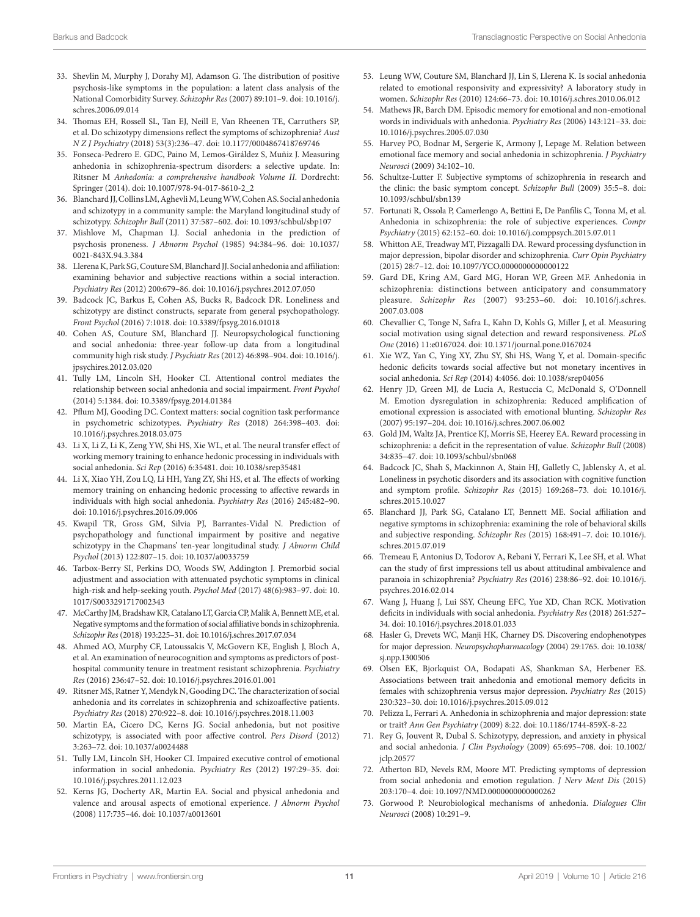33. Shevlin M, Murphy J, Dorahy MJ, Adamson G. The distribution of positive psychosis-like symptoms in the population: a latent class analysis of the National Comorbidity Survey. *Schizophr Res* (2007) 89:101–9. doi: 10.1016/j.schres.2006.09.014
34. Thomas EH, Rossell SL, Tan EJ, Neill E, Van Rheenen TE, Carruthers SP, et al. Do schizotypy dimensions reflect the symptoms of schizophrenia? *Aust N Z J Psychiatry* (2018) 53(3):236–47. doi: 10.1177/0004867418769746
35. Fonseca-Pedrero E. GDC, Paino M, Lemos-Giráldez S, Muñiz J. Measuring anhedonia in schizophrenia-spectrum disorders: a selective update. In: Ritsner M *Anhedonia: a comprehensive handbook Volume II*. Dordrecht: Springer (2014). doi: 10.1007/978-94-017-8610-2_2
36. Blanchard JJ, Collins LM, Aghevli M, Leung WW, Cohen AS. Social anhedonia and schizotypy in a community sample: the Maryland longitudinal study of schizotypy. *Schizophr Bull* (2011) 37:587–602. doi: 10.1093/schbul/sbp107
37. Mishlove M, Chapman LJ. Social anhedonia in the prediction of psychosis proneness. *J Abnorm Psychol* (1985) 94:384–96. doi: 10.1037/0021-843X.94.3.384
38. Llerena K, Park SG, Couture SM, Blanchard JJ. Social anhedonia and affiliation: examining behavior and subjective reactions within a social interaction. *Psychiatry Res* (2012) 200:679–86. doi: 10.1016/j.psychres.2012.07.050
39. Badcock JC, Barkus E, Cohen AS, Bucks R, Badcock DR. Loneliness and schizotypy are distinct constructs, separate from general psychopathology. *Front Psychol* (2016) 7:1018. doi: 10.3389/fpsyg.2016.01018
40. Cohen AS, Couture SM, Blanchard JJ. Neuropsychological functioning and social anhedonia: three-year follow-up data from a longitudinal community high risk study. *J Psychiatr Res* (2012) 46:898–904. doi: 10.1016/j.jpsychires.2012.03.020
41. Tully LM, Lincoln SH, Hooker CI. Attentional control mediates the relationship between social anhedonia and social impairment. *Front Psychol* (2014) 5:1384. doi: 10.3389/fpsyg.2014.01384
42. Pflum MJ, Gooding DC. Context matters: social cognition task performance in psychometric schizotypes. *Psychiatry Res* (2018) 264:398–403. doi: 10.1016/j.psychres.2018.03.075
43. Li X, Li Z, Li K, Zeng YW, Shi HS, Xie WL, et al. The neural transfer effect of working memory training to enhance hedonic processing in individuals with social anhedonia. *Sci Rep* (2016) 6:35481. doi: 10.1038/srep35481
44. Li X, Xiao YH, Zou LQ, Li HH, Yang ZY, Shi HS, et al. The effects of working memory training on enhancing hedonic processing to affective rewards in individuals with high social anhedonia. *Psychiatry Res* (2016) 245:482–90. doi: 10.1016/j.psychres.2016.09.006
45. Kwapil TR, Gross GM, Silvia PJ, Barrantes-Vidal N. Prediction of psychopathology and functional impairment by positive and negative schizotypy in the Chapmans' ten-year longitudinal study. *J Abnorm Child Psychol* (2013) 122:807–15. doi: 10.1037/a0033759
46. Tarbox-Berry SI, Perkins DO, Woods SW, Addington J. Premorbid social adjustment and association with attenuated psychotic symptoms in clinical high-risk and help-seeking youth. *Psychol Med* (2017) 48(6):983–97. doi: 10.1017/S0033291717002343
47. McCarthy JM, Bradshaw KR, Catalano LT, Garcia CP, Malik A, Bennett ME, et al. Negative symptoms and the formation of social affiliative bonds in schizophrenia. *Schizophr Res* (2018) 193:225–31. doi: 10.1016/j.schres.2017.07.034
48. Ahmed AO, Murphy CF, Latoussakis V, McGovern KE, English J, Bloch A, et al. An examination of neurocognition and symptoms as predictors of post-hospital community tenure in treatment resistant schizophrenia. *Psychiatry Res* (2016) 236:47–52. doi: 10.1016/j.psychres.2016.01.001
49. Ritsner MS, Ratner Y, Mendyk N, Gooding DC. The characterization of social anhedonia and its correlates in schizophrenia and schizoaffective patients. *Psychiatry Res* (2018) 270:922–8. doi: 10.1016/j.psychres.2018.11.003
50. Martin EA, Cicero DC, Kerns JG. Social anhedonia, but not positive schizotypy, is associated with poor affective control. *Pers Disord* (2012) 3:263–72. doi: 10.1037/a0024488
51. Tully LM, Lincoln SH, Hooker CI. Impaired executive control of emotional information in social anhedonia. *Psychiatry Res* (2012) 197:29–35. doi: 10.1016/j.psychres.2011.12.023
52. Kerns JG, Docherty AR, Martin EA. Social and physical anhedonia and valence and arousal aspects of emotional experience. *J Abnorm Psychol* (2008) 117:735–46. doi: 10.1037/a0013601
53. Leung WW, Couture SM, Blanchard JJ, Lin S, Llerena K. Is social anhedonia related to emotional responsivity and expressivity? A laboratory study in women. *Schizophr Res* (2010) 124:66–73. doi: 10.1016/j.schres.2010.06.012
54. Mathews JR, Barch DM. Episodic memory for emotional and non-emotional words in individuals with anhedonia. *Psychiatry Res* (2006) 143:121–33. doi: 10.1016/j.psychres.2005.07.030
55. Harvey PO, Bodnar M, Sergerie K, Armony J, Lepage M. Relation between emotional face memory and social anhedonia in schizophrenia. *J Psychiatry Neurosci* (2009) 34:102–10.
56. Schultze-Lutter F. Subjective symptoms of schizophrenia in research and the clinic: the basic symptom concept. *Schizophr Bull* (2009) 35:5–8. doi: 10.1093/schbul/sbn139
57. Fortunati R, Ossola P, Camerlengo A, Bettini E, De Panfilis C, Tonna M, et al. Anhedonia in schizophrenia: the role of subjective experiences. *Compr Psychiatry* (2015) 62:152–60. doi: 10.1016/j.comppsych.2015.07.011
58. Whitton AE, Treadway MT, Pizzagalli DA. Reward processing dysfunction in major depression, bipolar disorder and schizophrenia. *Curr Opin Psychiatry* (2015) 28:7–12. doi: 10.1097/YCO.0000000000000122
59. Gard DE, Kring AM, Gard MG, Horan WP, Green MF. Anhedonia in schizophrenia: distinctions between anticipatory and consummatory pleasure. *Schizophr Res* (2007) 93:253–60. doi: 10.1016/j.schres.2007.03.008
60. Chevallier C, Tonge N, Safra L, Kahn D, Kohls G, Miller J, et al. Measuring social motivation using signal detection and reward responsiveness. *PLoS One* (2016) 11:e0167024. doi: 10.1371/journal.pone.0167024
61. Xie WZ, Yan C, Ying XY, Zhu SY, Shi HS, Wang Y, et al. Domain-specific hedonic deficits towards social affective but not monetary incentives in social anhedonia. *Sci Rep* (2014) 4:4056. doi: 10.1038/srep04056
62. Henry JD, Green MJ, de Lucia A, Restuccia C, McDonald S, O'Donnell M. Emotion dysregulation in schizophrenia: Reduced amplification of emotional expression is associated with emotional blunting. *Schizophr Res* (2007) 95:197–204. doi: 10.1016/j.schres.2007.06.002
63. Gold JM, Waltz JA, Prentice KJ, Morris SE, Heerey EA. Reward processing in schizophrenia: a deficit in the representation of value. *Schizophr Bull* (2008) 34:835–47. doi: 10.1093/schbul/sbn068
64. Badcock JC, Shah S, Mackinnon A, Stain HJ, Galletly C, Jablensky A, et al. Loneliness in psychotic disorders and its association with cognitive function and symptom profile. *Schizophr Res* (2015) 169:268–73. doi: 10.1016/j.schres.2015.10.027
65. Blanchard JJ, Park SG, Catalano LT, Bennett ME. Social affiliation and negative symptoms in schizophrenia: examining the role of behavioral skills and subjective responding. *Schizophr Res* (2015) 168:491–7. doi: 10.1016/j.schres.2015.07.019
66. Tremeau F, Antonius D, Todorov A, Rebani Y, Ferrari K, Lee SH, et al. What can the study of first impressions tell us about attitudinal ambivalence and paranoia in schizophrenia? *Psychiatry Res* (2016) 238:86–92. doi: 10.1016/j.psychres.2016.02.014
67. Wang J, Huang J, Lui SSY, Cheung EFC, Yue XD, Chan RCK. Motivation deficits in individuals with social anhedonia. *Psychiatry Res* (2018) 261:527–34. doi: 10.1016/j.psychres.2018.01.033
68. Hasler G, Drevets WC, Manji HK, Charney DS. Discovering endophenotypes for major depression. *Neuropsychopharmacology* (2004) 29:1765. doi: 10.1038/sj.npp.1300506
69. Olsen EK, Bjorkquist OA, Bodapati AS, Shankman SA, Herbener ES. Associations between trait anhedonia and emotional memory deficits in females with schizophrenia versus major depression. *Psychiatry Res* (2015) 230:323–30. doi: 10.1016/j.psychres.2015.09.012
70. Pelizza L, Ferrari A. Anhedonia in schizophrenia and major depression: state or trait? *Ann Gen Psychiatry* (2009) 8:22. doi: 10.1186/1744-859X-8-22
71. Rey G, Jouvent R, Dubal S. Schizotypy, depression, and anxiety in physical and social anhedonia. *J Clin Psychology* (2009) 65:695–708. doi: 10.1002/jclp.20577
72. Atherton BD, Nevels RM, Moore MT. Predicting symptoms of depression from social anhedonia and emotion regulation. *J Nerv Ment Dis* (2015) 203:170–4. doi: 10.1097/NMD.0000000000000262
73. Gorwood P. Neurobiological mechanisms of anhedonia. *Dialogues Clin Neurosci* (2008) 10:291–9.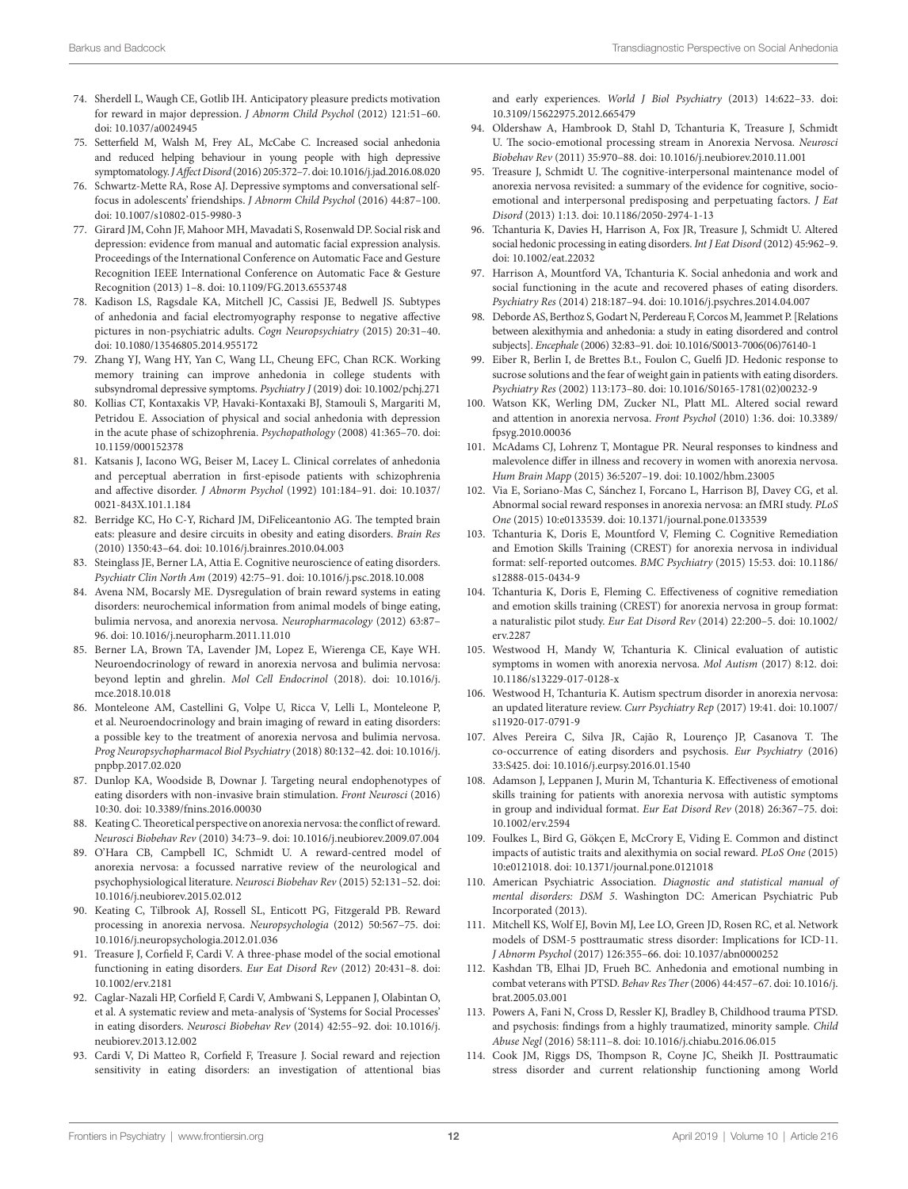74. Sherdell L, Waugh CE, Gotlib IH. Anticipatory pleasure predicts motivation for reward in major depression. *J Abnorm Child Psychol* (2012) 121:51–60. doi: 10.1037/a0024945
75. Setterfield M, Walsh M, Frey AL, McCabe C. Increased social anhedonia and reduced helping behaviour in young people with high depressive symptomatology. *J Affect Disord* (2016) 205:372–7. doi: 10.1016/j.jad.2016.08.020
76. Schwartz-Mette RA, Rose AJ. Depressive symptoms and conversational self-focus in adolescents' friendships. *J Abnorm Child Psychol* (2016) 44:87–100. doi: 10.1007/s10802-015-9980-3
77. Girard JM, Cohn JF, Mahoor MH, Mavadati S, Rosenwald DP. Social risk and depression: evidence from manual and automatic facial expression analysis. Proceedings of the International Conference on Automatic Face and Gesture Recognition IEEE International Conference on Automatic Face & Gesture Recognition (2013) 1–8. doi: 10.1109/FG.2013.6553748
78. Kadison LS, Ragsdale KA, Mitchell JC, Cassisi JE, Bedwell JS. Subtypes of anhedonia and facial electromyography response to negative affective pictures in non-psychiatric adults. *Cogn Neuropsychiatry* (2015) 20:31–40. doi: 10.1080/13546805.2014.955172
79. Zhang YJ, Wang HY, Yan C, Wang LL, Cheung EFC, Chan RCK. Working memory training can improve anhedonia in college students with subsyndromal depressive symptoms. *Psychiatry J* (2019) doi: 10.1002/pchj.271
80. Kollias CT, Kontaxakis VP, Havaki-Kontaxaki BJ, Stamouli S, Margariti M, Petridou E. Association of physical and social anhedonia with depression in the acute phase of schizophrenia. *Psychopathology* (2008) 41:365–70. doi: 10.1159/000152378
81. Katsanis J, Iacono WG, Beiser M, Lacey L. Clinical correlates of anhedonia and perceptual aberration in first-episode patients with schizophrenia and affective disorder. *J Abnorm Psychol* (1992) 101:184–91. doi: 10.1037/0021-843X.101.1.184
82. Berridge KC, Ho C-Y, Richard JM, DiFeliceantonio AG. The tempted brain eats: pleasure and desire circuits in obesity and eating disorders. *Brain Res* (2010) 1350:43–64. doi: 10.1016/j.brainres.2010.04.003
83. Steinglass JE, Berner LA, Attia E. Cognitive neuroscience of eating disorders. *Psychiatr Clin North Am* (2019) 42:75–91. doi: 10.1016/j.psc.2018.10.008
84. Avena NM, Bocarsly ME. Dysregulation of brain reward systems in eating disorders: neurochemical information from animal models of binge eating, bulimia nervosa, and anorexia nervosa. *Neuropharmacology* (2012) 63:87–96. doi: 10.1016/j.neuropharm.2011.11.010
85. Berner LA, Brown TA, Lavender JM, Lopez E, Wierenga CE, Kaye WH. Neuroendocrinology of reward in anorexia nervosa and bulimia nervosa: beyond leptin and ghrelin. *Mol Cell Endocrinol* (2018). doi: 10.1016/j.mce.2018.10.018
86. Monteleone AM, Castellini G, Volpe U, Ricca V, Lelli L, Monteleone P, et al. Neuroendocrinology and brain imaging of reward in eating disorders: a possible key to the treatment of anorexia nervosa and bulimia nervosa. *Prog Neuropsychopharmacol Biol Psychiatry* (2018) 80:132–42. doi: 10.1016/j.pnpbp.2017.02.020
87. Dunlop KA, Woodside B, Downar J. Targeting neural endophenotypes of eating disorders with non-invasive brain stimulation. *Front Neurosci* (2016) 10:30. doi: 10.3389/fnins.2016.00030
88. Keating C. Theoretical perspective on anorexia nervosa: the conflict of reward. *Neurosci Biobehav Rev* (2010) 34:73–9. doi: 10.1016/j.neubiorev.2009.07.004
89. O'Hara CB, Campbell IC, Schmidt U. A reward-centred model of anorexia nervosa: a focussed narrative review of the neurological and psychophysiological literature. *Neurosci Biobehav Rev* (2015) 52:131–52. doi: 10.1016/j.neubiorev.2015.02.012
90. Keating C, Tilbrook AJ, Rossell SL, Enticott PG, Fitzgerald PB. Reward processing in anorexia nervosa. *Neuropsychologia* (2012) 50:567–75. doi: 10.1016/j.neuropsychologia.2012.01.036
91. Treasure J, Corfield F, Cardi V. A three-phase model of the social emotional functioning in eating disorders. *Eur Eat Disord Rev* (2012) 20:431–8. doi: 10.1002/erv.2181
92. Caglar-Nazali HP, Corfield F, Cardi V, Ambwani S, Leppanen J, Olabintan O, et al. A systematic review and meta-analysis of 'Systems for Social Processes' in eating disorders. *Neurosci Biobehav Rev* (2014) 42:55–92. doi: 10.1016/j.neubiorev.2013.12.002
93. Cardi V, Di Matteo R, Corfield F, Treasure J. Social reward and rejection sensitivity in eating disorders: an investigation of attentional bias and early experiences. *World J Biol Psychiatry* (2013) 14:622–33. doi: 10.3109/15622975.2012.665479
94. Oldershaw A, Hambrook D, Stahl D, Tchanturia K, Treasure J, Schmidt U. The socio-emotional processing stream in Anorexia Nervosa. *Neurosci Biobehav Rev* (2011) 35:970–88. doi: 10.1016/j.neubiorev.2010.11.001
95. Treasure J, Schmidt U. The cognitive-interpersonal maintenance model of anorexia nervosa revisited: a summary of the evidence for cognitive, socio-emotional and interpersonal predisposing and perpetuating factors. *J Eat Disord* (2013) 1:13. doi: 10.1186/2050-2974-1-13
96. Tchanturia K, Davies H, Harrison A, Fox JR, Treasure J, Schmidt U. Altered social hedonic processing in eating disorders. *Int J Eat Disord* (2012) 45:962–9. doi: 10.1002/eat.22032
97. Harrison A, Mountford VA, Tchanturia K. Social anhedonia and work and social functioning in the acute and recovered phases of eating disorders. *Psychiatry Res* (2014) 218:187–94. doi: 10.1016/j.psychres.2014.04.007
98. Deborde AS, Berthoz S, Godart N, Perdereau F, Corcos M, Jeammet P. [Relations between alexithymia and anhedonia: a study in eating disordered and control subjects]. *Encephale* (2006) 32:83–91. doi: 10.1016/S0013-7006(06)76140-1
99. Eiber R, Berlin I, de Brettes B.t., Foulon C, Guelfi JD. Hedonic response to sucrose solutions and the fear of weight gain in patients with eating disorders. *Psychiatry Res* (2002) 113:173–80. doi: 10.1016/S0165-1781(02)00232-9
100. Watson KK, Werling DM, Zucker NL, Platt ML. Altered social reward and attention in anorexia nervosa. *Front Psychol* (2010) 1:36. doi: 10.3389/fpsyg.2010.00036
101. McAdams CJ, Lohrenz T, Montague PR. Neural responses to kindness and malevolence differ in illness and recovery in women with anorexia nervosa. *Hum Brain Mapp* (2015) 36:5207–19. doi: 10.1002/hbm.23005
102. Via E, Soriano-Mas C, Sánchez I, Forcano L, Harrison BJ, Davey CG, et al. Abnormal social reward responses in anorexia nervosa: an fMRI study. *PLoS One* (2015) 10:e0133539. doi: 10.1371/journal.pone.0133539
103. Tchanturia K, Doris E, Mountford V, Fleming C. Cognitive Remediation and Emotion Skills Training (CREST) for anorexia nervosa in individual format: self-reported outcomes. *BMC Psychiatry* (2015) 15:53. doi: 10.1186/s12888-015-0434-9
104. Tchanturia K, Doris E, Fleming C. Effectiveness of cognitive remediation and emotion skills training (CREST) for anorexia nervosa in group format: a naturalistic pilot study. *Eur Eat Disord Rev* (2014) 22:200–5. doi: 10.1002/erv.2287
105. Westwood H, Mandy W, Tchanturia K. Clinical evaluation of autistic symptoms in women with anorexia nervosa. *Mol Autism* (2017) 8:12. doi: 10.1186/s13229-017-0128-x
106. Westwood H, Tchanturia K. Autism spectrum disorder in anorexia nervosa: an updated literature review. *Curr Psychiatry Rep* (2017) 19:41. doi: 10.1007/s11920-017-0791-9
107. Alves Pereira C, Silva JR, Cajão R, Lourenço JP, Casanova T. The co-occurrence of eating disorders and psychosis. *Eur Psychiatry* (2016) 33:S425. doi: 10.1016/j.eurpsy.2016.01.1540
108. Adamson J, Leppanen J, Murin M, Tchanturia K. Effectiveness of emotional skills training for patients with anorexia nervosa with autistic symptoms in group and individual format. *Eur Eat Disord Rev* (2018) 26:367–75. doi: 10.1002/erv.2594
109. Foulkes L, Bird G, Gökçen E, McCrory E, Viding E. Common and distinct impacts of autistic traits and alexithymia on social reward. *PLoS One* (2015) 10:e0121018. doi: 10.1371/journal.pone.0121018
110. American Psychiatric Association. *Diagnostic and statistical manual of mental disorders: DSM 5*. Washington DC: American Psychiatric Pub Incorporated (2013).
111. Mitchell KS, Wolf EJ, Bovin MJ, Lee LO, Green JD, Rosen RC, et al. Network models of DSM-5 posttraumatic stress disorder: Implications for ICD-11. *J Abnorm Psychol* (2017) 126:355–66. doi: 10.1037/abn0000252
112. Kashdan TB, Elhai JD, Frueh BC. Anhedonia and emotional numbing in combat veterans with PTSD. *Behav Res Ther* (2006) 44:457–67. doi: 10.1016/j.brat.2005.03.001
113. Powers A, Fani N, Cross D, Ressler KJ, Bradley B, Childhood trauma PTSD. and psychosis: findings from a highly traumatized, minority sample. *Child Abuse Negl* (2016) 58:111–8. doi: 10.1016/j.chiabu.2016.06.015
114. Cook JM, Riggs DS, Thompson R, Coyne JC, Sheikh JI. Posttraumatic stress disorder and current relationship functioning among World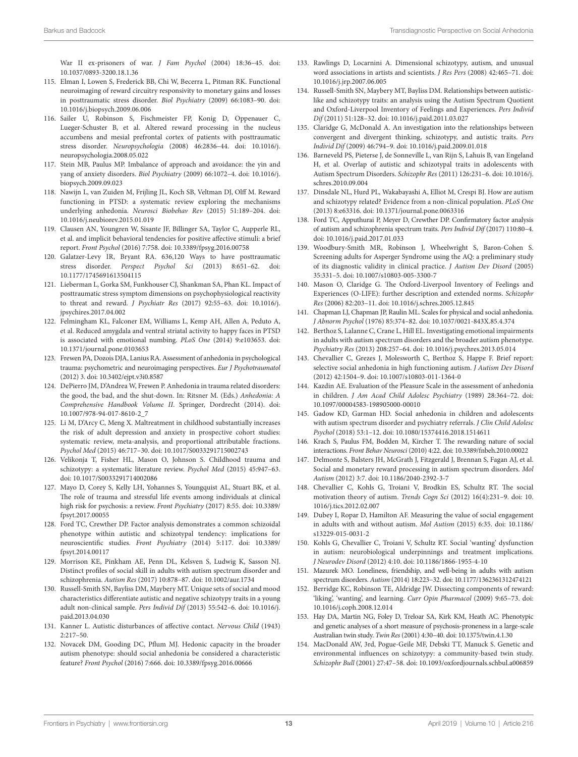War II ex-prisoners of war. *J Fam Psychol* (2004) 18:36–45. doi: 10.1037/0893-3200.18.1.36

115. Elman I, Lowen S, Frederick BB, Chi W, Becerra L, Pitman RK. Functional neuroimaging of reward circuitry responsivity to monetary gains and losses in posttraumatic stress disorder. *Biol Psychiatry* (2009) 66:1083–90. doi: 10.1016/j.biopsych.2009.06.006
116. Sailer U, Robinson S, Fischmeister FP, Konig D, Oppenauer C, Lueger-Schuster B, et al. Altered reward processing in the nucleus accumbens and mesial prefrontal cortex of patients with posttraumatic stress disorder. *Neuropsychologia* (2008) 46:2836–44. doi: 10.1016/j.neuropsychologia.2008.05.022
117. Stein MB, Paulus MP. Imbalance of approach and avoidance: the yin and yang of anxiety disorders. *Biol Psychiatry* (2009) 66:1072–4. doi: 10.1016/j.biopsych.2009.09.023
118. Nawijn L, van Zuiden M, Frijling JL, Koch SB, Veltman DJ, Olff M. Reward functioning in PTSD: a systematic review exploring the mechanisms underlying anhedonia. *Neurosci Biobehav Rev* (2015) 51:189–204. doi: 10.1016/j.neubiorev.2015.01.019
119. Clausen AN, Youngren W, Sisante JF, Billinger SA, Taylor C, Aupperle RL, et al. and implicit behavioral tendencies for positive affective stimuli: a brief report. *Front Psychol* (2016) 7:758. doi: 10.3389/fpsyg.2016.00758
120. Galatzer-Levy IR, Bryant RA. 636,120 Ways to have posttraumatic stress disorder. *Perspect Psychol Sci* (2013) 8:651–62. doi: 10.1177/1745691613504115
121. Lieberman L, Gorka SM, Funkhouser CJ, Shankman SA, Phan KL. Impact of posttraumatic stress symptom dimensions on psychophysiological reactivity to threat and reward. *J Psychiatr Res* (2017) 92:55–63. doi: 10.1016/j.jpsychires.2017.04.002
122. Felmingham KL, Falconer EM, Williams L, Kemp AH, Allen A, Peduto A, et al. Reduced amygdala and ventral striatal activity to happy faces in PTSD is associated with emotional numbing. *PLoS One* (2014) 9:e103653. doi: 10.1371/journal.pone.0103653
123. Frewen PA, Dozois DJA, Lanius RA. Assessment of anhedonia in psychological trauma: psychometric and neuroimaging perspectives. *Eur J Psychotraumatol* (2012) 3. doi: 10.3402/ejpt.v3i0.8587
124. DePierro JM, D'Andrea W, Frewen P. Anhedonia in trauma related disorders: the good, the bad, and the shut-down. In: Ritsner M. (Eds.) *Anhedonia: A Comprehensive Handbook Volume II*. Springer, Dordrecht (2014). doi: 10.1007/978-94-017-8610-2_7
125. Li M, D'Arcy C, Meng X. Maltreatment in childhood substantially increases the risk of adult depression and anxiety in prospective cohort studies: systematic review, meta-analysis, and proportional attributable fractions. *Psychol Med* (2015) 46:717–30. doi: 10.1017/S0033291715002743
126. Velikonja T, Fisher HL, Mason O, Johnson S. Childhood trauma and schizotypy: a systematic literature review. *Psychol Med* (2015) 45:947–63. doi: 10.1017/S0033291714002086
127. Mayo D, Corey S, Kelly LH, Yohannes S, Youngquist AL, Stuart BK, et al. The role of trauma and stressful life events among individuals at clinical high risk for psychosis: a review. *Front Psychiatry* (2017) 8:55. doi: 10.3389/fpsyt.2017.00055
128. Ford TC, Crewther DP. Factor analysis demonstrates a common schizoidal phenotype within autistic and schizotypal tendency: implications for neuroscientific studies. *Front Psychiatry* (2014) 5:117. doi: 10.3389/fpsyt.2014.00117
129. Morrison KE, Pinkham AE, Penn DL, Kelsven S, Ludwig K, Sasson NJ. Distinct profiles of social skill in adults with autism spectrum disorder and schizophrenia. *Autism Res* (2017) 10:878–87. doi: 10.1002/aur.1734
130. Russell-Smith SN, Bayliss DM, Maybery MT. Unique sets of social and mood characteristics differentiate autistic and negative schizotypy traits in a young adult non-clinical sample. *Pers Individ Dif* (2013) 55:542–6. doi: 10.1016/j.paid.2013.04.030
131. Kanner L. Autistic disturbances of affective contact. *Nervous Child* (1943) 2:217–50.
132. Novacek DM, Gooding DC, Pflum MJ. Hedonic capacity in the broader autism phenotype: should social anhedonia be considered a characteristic feature? *Front Psychol* (2016) 7:666. doi: 10.3389/fpsyg.2016.00666
133. Rawlings D, Locarnini A. Dimensional schizotypy, autism, and unusual word associations in artists and scientists. *J Res Pers* (2008) 42:465–71. doi: 10.1016/j.jrp.2007.06.005
134. Russell-Smith SN, Maybery MT, Bayliss DM. Relationships between autistic-like and schizotypy traits: an analysis using the Autism Spectrum Quotient and Oxford-Liverpool Inventory of Feelings and Experiences. *Pers Individ Dif* (2011) 51:128–32. doi: 10.1016/j.paid.2011.03.027
135. Claridge G, McDonald A. An investigation into the relationships between convergent and divergent thinking, schizotypy, and autistic traits. *Pers Individ Dif* (2009) 46:794–9. doi: 10.1016/j.paid.2009.01.018
136. Barneveld PS, Pieterse J, de Sonneville L, van Rijn S, Lahuis B, van Engeland H, et al. Overlap of autistic and schizotypal traits in adolescents with Autism Spectrum Disorders. *Schizophr Res* (2011) 126:231–6. doi: 10.1016/j.schres.2010.09.004
137. Dinsdale NL, Hurd PL, Wakabayashi A, Elliot M, Crespi BJ. How are autism and schizotypy related? Evidence from a non-clinical population. *PLoS One* (2013) 8:e63316. doi: 10.1371/journal.pone.0063316
138. Ford TC, Apputhurai P, Meyer D, Crewther DP. Confirmatory factor analysis of autism and schizophrenia spectrum traits. *Pers Individ Dif* (2017) 110:80–4. doi: 10.1016/j.paid.2017.01.033
139. Woodbury-Smith MR, Robinson J, Wheelwright S, Baron-Cohen S. Screening adults for Asperger Syndrome using the AQ: a preliminary study of its diagnostic validity in clinical practice. *J Autism Dev Disord* (2005) 35:331–5. doi: 10.1007/s10803-005-3300-7
140. Mason O, Claridge G. The Oxford-Liverpool Inventory of Feelings and Experiences (O-LIFE): further description and extended norms. *Schizophr Res* (2006) 82:203–11. doi: 10.1016/j.schres.2005.12.845
141. Chapman LJ, Chapman JP, Raulin ML. Scales for physical and social anhedonia. *J Abnorm Psychol* (1976) 85:374–82. doi: 10.1037/0021-843X.85.4.374
142. Berthoz S, Lalanne C, Crane L, Hill EL. Investigating emotional impairments in adults with autism spectrum disorders and the broader autism phenotype. *Psychiatry Res* (2013) 208:257–64. doi: 10.1016/j.psychres.2013.05.014
143. Chevallier C, Grezes J, Molesworth C, Berthoz S, Happe F. Brief report: selective social anhedonia in high functioning autism. *J Autism Dev Disord* (2012) 42:1504–9. doi: 10.1007/s10803-011-1364-0
144. Kazdin AE. Evaluation of the Pleasure Scale in the assessment of anhedonia in children. *J Am Acad Child Adolesc Psychiatry* (1989) 28:364–72. doi: 10.1097/00004583-198905000-00010
145. Gadow KD, Garman HD. Social anhedonia in children and adolescents with autism spectrum disorder and psychiatry referrals. *J Clin Child Adolesc Psychol* (2018) 53:1–12. doi: 10.1080/15374416.2018.1514611
146. Krach S, Paulus FM, Bodden M, Kircher T. The rewarding nature of social interactions. *Front Behav Neurosci* (2010) 4:22. doi: 10.3389/fnbeh.2010.00022
147. Delmonte S, Balsters JH, McGrath J, Fitzgerald J, Brennan S, Fagan AJ, et al. Social and monetary reward processing in autism spectrum disorders. *Mol Autism* (2012) 3:7. doi: 10.1186/2040-2392-3-7
148. Chevallier C, Kohls G, Troiani V, Brodkin ES, Schultz RT. The social motivation theory of autism. *Trends Cogn Sci* (2012) 16(4):231–9. doi: 10.1016/j.tics.2012.02.007
149. Dubey I, Ropar D, Hamilton AF. Measuring the value of social engagement in adults with and without autism. *Mol Autism* (2015) 6:35. doi: 10.1186/s13229-015-0031-2
150. Kohls G, Chevallier C, Troiani V, Schultz RT. Social 'wanting' dysfunction in autism: neurobiological underpinnings and treatment implications. *J Neurodev Disord* (2012) 4:10. doi: 10.1186/1866-1955-4-10
151. Mazurek MO. Loneliness, friendship, and well-being in adults with autism spectrum disorders. *Autism* (2014) 18:223–32. doi: 10.1177/1362361312474121
152. Berridge KC, Robinson TE, Aldridge JW. Dissecting components of reward: 'liking', 'wanting', and learning. *Curr Opin Pharmacol* (2009) 9:65–73. doi: 10.1016/j.coph.2008.12.014
153. Hay DA, Martin NG, Foley D, Treloar SA, Kirk KM, Heath AC. Phenotypic and genetic analyses of a short measure of psychosis-proneness in a large-scale Australian twin study. *Twin Res* (2001) 4:30–40. doi: 10.1375/twin.4.1.30
154. MacDonald AW, 3rd, Pogue-Geile MF, Debski TT, Manuck S. Genetic and environmental influences on schizotypy: a community-based twin study. *Schizophr Bull* (2001) 27:47–58. doi: 10.1093/oxfordjournals.schbul.a006859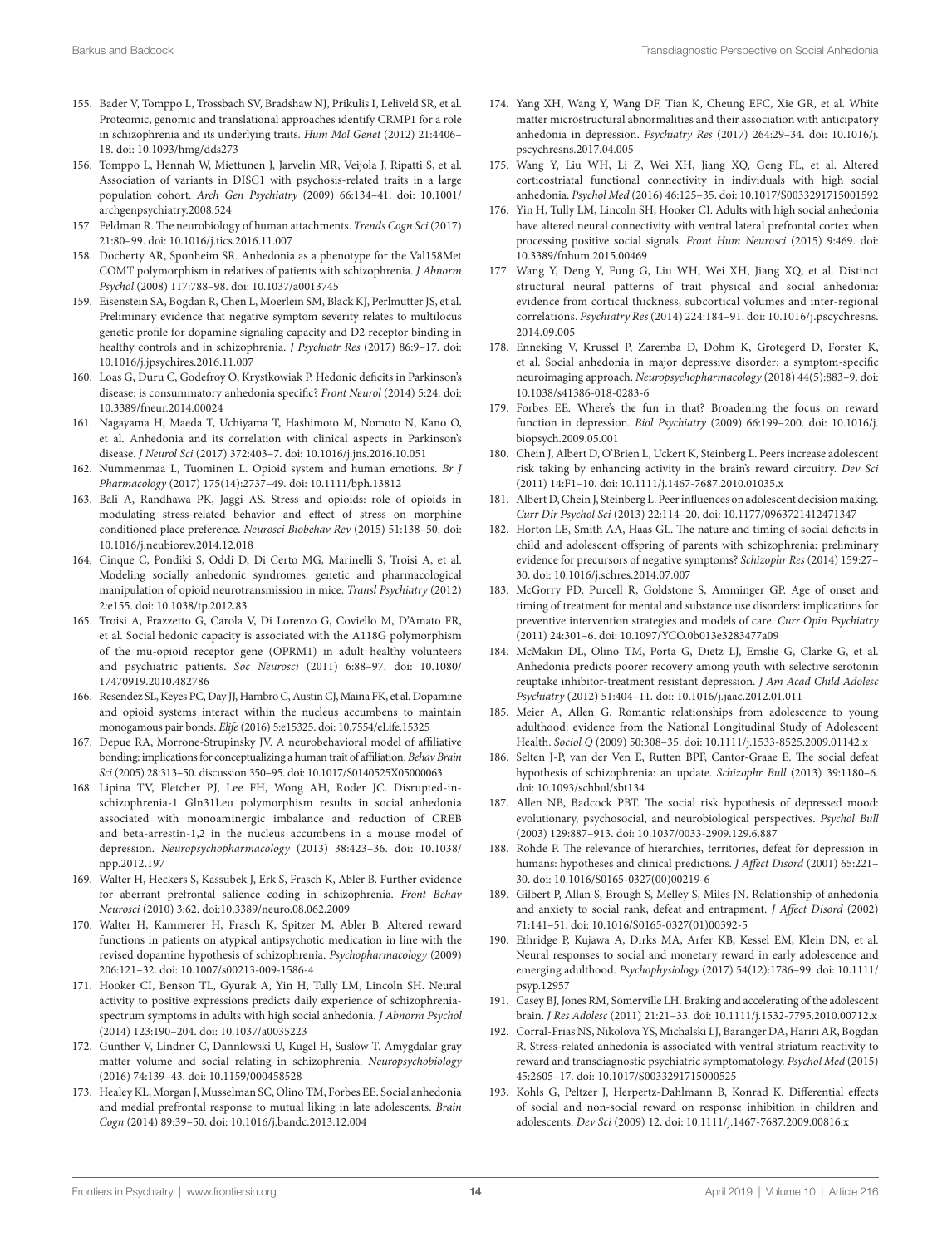155. Bader V, Tomppo L, Trossbach SV, Bradshaw NJ, Prikulis I, Leliveld SR, et al. Proteomic, genomic and translational approaches identify CRMP1 for a role in schizophrenia and its underlying traits. *Hum Mol Genet* (2012) 21:4406–18. doi: 10.1093/hmg/dds273

156. Tomppo L, Hennah W, Miettunen J, Jarvelin MR, Veijola J, Ripatti S, et al. Association of variants in DISC1 with psychosis-related traits in a large population cohort. *Arch Gen Psychiatry* (2009) 66:134–41. doi: 10.1001/archgenpsychiatry.2008.524

157. Feldman R. The neurobiology of human attachments. *Trends Cogn Sci* (2017) 21:80–99. doi: 10.1016/j.tics.2016.11.007

158. Docherty AR, Sponheim SR. Anhedonia as a phenotype for the Val158Met COMT polymorphism in relatives of patients with schizophrenia. *J Abnorm Psychol* (2008) 117:788–98. doi: 10.1037/a0013745

159. Eisenstein SA, Bogdan R, Chen L, Moerlein SM, Black KJ, Perlmutter JS, et al. Preliminary evidence that negative symptom severity relates to multilocus genetic profile for dopamine signaling capacity and D2 receptor binding in healthy controls and in schizophrenia. *J Psychiatr Res* (2017) 86:9–17. doi: 10.1016/j.jpsychires.2016.11.007

160. Loas G, Duru C, Godefroy O, Krystkowiak P. Hedonic deficits in Parkinson's disease: is consummatory anhedonia specific? *Front Neurol* (2014) 5:24. doi: 10.3389/fneur.2014.00024

161. Nagayama H, Maeda T, Uchiyama T, Hashimoto M, Nomoto N, Kano O, et al. Anhedonia and its correlation with clinical aspects in Parkinson's disease. *J Neurol Sci* (2017) 372:403–7. doi: 10.1016/j.jns.2016.10.051

162. Nummenmaa L, Tuominen L. Opioid system and human emotions. *Br J Pharmacology* (2017) 175(14):2737–49. doi: 10.1111/bph.13812

163. Bali A, Randhawa PK, Jaggi AS. Stress and opioids: role of opioids in modulating stress-related behavior and effect of stress on morphine conditioned place preference. *Neurosci Biobehav Rev* (2015) 51:138–50. doi: 10.1016/j.neubiorev.2014.12.018

164. Cinque C, Pondiki S, Oddi D, Di Certo MG, Marinelli S, Troisi A, et al. Modeling socially anhedonic syndromes: genetic and pharmacological manipulation of opioid neurotransmission in mice. *Transl Psychiatry* (2012) 2:e155. doi: 10.1038/tp.2012.83

165. Troisi A, Frazzetto G, Carola V, Di Lorenzo G, Coviello M, D'Amato FR, et al. Social hedonic capacity is associated with the A118G polymorphism of the mu-opioid receptor gene (OPRM1) in adult healthy volunteers and psychiatric patients. *Soc Neurosci* (2011) 6:88–97. doi: 10.1080/17470919.2010.482786

166. Resendez SL, Keyes PC, Day JJ, Hambro C, Austin CJ, Maina FK, et al. Dopamine and opioid systems interact within the nucleus accumbens to maintain monogamous pair bonds. *Elife* (2016) 5:e15325. doi: 10.7554/eLife.15325

167. Depue RA, Morrone-Strupinsky JV. A neurobehavioral model of affiliative bonding: implications for conceptualizing a human trait of affiliation. *Behav Brain Sci* (2005) 28:313–50. discussion 350–95. doi: 10.1017/S0140525X05000063

168. Lipina TV, Fletcher PJ, Lee FH, Wong AH, Roder JC. Disrupted-in-schizophrenia-1 Gln31Leu polymorphism results in social anhedonia associated with monoaminergic imbalance and reduction of CREB and beta-arrestin-1,2 in the nucleus accumbens in a mouse model of depression. *Neuropsychopharmacology* (2013) 38:423–36. doi: 10.1038/npp.2012.197

169. Walter H, Heckers S, Kassubek J, Erk S, Frasch K, Abler B. Further evidence for aberrant prefrontal salience coding in schizophrenia. *Front Behav Neurosci* (2010) 3:62. doi:10.3389/neuro.08.062.2009

170. Walter H, Kammerer H, Frasch K, Spitzer M, Abler B. Altered reward functions in patients on atypical antipsychotic medication in line with the revised dopamine hypothesis of schizophrenia. *Psychopharmacology* (2009) 206:121–32. doi: 10.1007/s00213-009-1586-4

171. Hooker CI, Benson TL, Gyurak A, Yin H, Tully LM, Lincoln SH. Neural activity to positive expressions predicts daily experience of schizophrenia-spectrum symptoms in adults with high social anhedonia. *J Abnorm Psychol* (2014) 123:190–204. doi: 10.1037/a0035223

172. Gunther V, Lindner C, Dannlowski U, Kugel H, Suslow T. Amygdalar gray matter volume and social relating in schizophrenia. *Neuropsychobiology* (2016) 74:139–43. doi: 10.1159/000458528

173. Healey KL, Morgan J, Musselman SC, Olino TM, Forbes EE. Social anhedonia and medial prefrontal response to mutual liking in late adolescents. *Brain Cogn* (2014) 89:39–50. doi: 10.1016/j.bandc.2013.12.004

174. Yang XH, Wang Y, Wang DF, Tian K, Cheung EFC, Xie GR, et al. White matter microstructural abnormalities and their association with anticipatory anhedonia in depression. *Psychiatry Res* (2017) 264:29–34. doi: 10.1016/j.pscychresns.2017.04.005

175. Wang Y, Liu WH, Li Z, Wei XH, Jiang XQ, Geng FL, et al. Altered corticostriatal functional connectivity in individuals with high social anhedonia. *Psychol Med* (2016) 46:125–35. doi: 10.1017/S0033291715001592

176. Yin H, Tully LM, Lincoln SH, Hooker CI. Adults with high social anhedonia have altered neural connectivity with ventral lateral prefrontal cortex when processing positive social signals. *Front Hum Neurosci* (2015) 9:469. doi: 10.3389/fnhum.2015.00469

177. Wang Y, Deng Y, Fung G, Liu WH, Wei XH, Jiang XQ, et al. Distinct structural neural patterns of trait physical and social anhedonia: evidence from cortical thickness, subcortical volumes and inter-regional correlations. *Psychiatry Res* (2014) 224:184–91. doi: 10.1016/j.pscychresns.2014.09.005

178. Enneking V, Krussel P, Zaremba D, Dohm K, Grotegerd D, Forster K, et al. Social anhedonia in major depressive disorder: a symptom-specific neuroimaging approach. *Neuropsychopharmacology* (2018) 44(5):883–9. doi: 10.1038/s41386-018-0283-6

179. Forbes EE. Where's the fun in that? Broadening the focus on reward function in depression. *Biol Psychiatry* (2009) 66:199–200. doi: 10.1016/j.biopsych.2009.05.001

180. Chein J, Albert D, O'Brien L, Uckert K, Steinberg L. Peers increase adolescent risk taking by enhancing activity in the brain's reward circuitry. *Dev Sci* (2011) 14:F1–10. doi: 10.1111/j.1467-7687.2010.01035.x

181. Albert D, Chein J, Steinberg L. Peer influences on adolescent decision making. *Curr Dir Psychol Sci* (2013) 22:114–20. doi: 10.1177/0963721412471347

182. Horton LE, Smith AA, Haas GL. The nature and timing of social deficits in child and adolescent offspring of parents with schizophrenia: preliminary evidence for precursors of negative symptoms? *Schizophr Res* (2014) 159:27–30. doi: 10.1016/j.schres.2014.07.007

183. McGorry PD, Purcell R, Goldstone S, Amminger GP. Age of onset and timing of treatment for mental and substance use disorders: implications for preventive intervention strategies and models of care. *Curr Opin Psychiatry* (2011) 24:301–6. doi: 10.1097/YCO.0b013e3283477a09

184. McMakin DL, Olino TM, Porta G, Dietz LJ, Emslie G, Clarke G, et al. Anhedonia predicts poorer recovery among youth with selective serotonin reuptake inhibitor-treatment resistant depression. *J Am Acad Child Adolesc Psychiatry* (2012) 51:404–11. doi: 10.1016/j.jaac.2012.01.011

185. Meier A, Allen G. Romantic relationships from adolescence to young adulthood: evidence from the National Longitudinal Study of Adolescent Health. *Sociol Q* (2009) 50:308–35. doi: 10.1111/j.1533-8525.2009.01142.x

186. Selten J-P, van der Ven E, Rutten BPF, Cantor-Graae E. The social defeat hypothesis of schizophrenia: an update. *Schizophr Bull* (2013) 39:1180–6. doi: 10.1093/schbul/sbt134

187. Allen NB, Badcock PBT. The social risk hypothesis of depressed mood: evolutionary, psychosocial, and neurobiological perspectives. *Psychol Bull* (2003) 129:887–913. doi: 10.1037/0033-2909.129.6.887

188. Rohde P. The relevance of hierarchies, territories, defeat for depression in humans: hypotheses and clinical predictions. *J Affect Disord* (2001) 65:221–30. doi: 10.1016/S0165-0327(00)00219-6

189. Gilbert P, Allan S, Brough S, Melley S, Miles JN. Relationship of anhedonia and anxiety to social rank, defeat and entrapment. *J Affect Disord* (2002) 71:141–51. doi: 10.1016/S0165-0327(01)00392-5

190. Ethridge P, Kujawa A, Dirks MA, Arfer KB, Kessel EM, Klein DN, et al. Neural responses to social and monetary reward in early adolescence and emerging adulthood. *Psychophysiology* (2017) 54(12):1786–99. doi: 10.1111/psyp.12957

191. Casey BJ, Jones RM, Somerville LH. Braking and accelerating of the adolescent brain. *J Res Adolesc* (2011) 21:21–33. doi: 10.1111/j.1532-7795.2010.00712.x

192. Corral-Frias NS, Nikolova YS, Michalski LJ, Baranger DA, Hariri AR, Bogdan R. Stress-related anhedonia is associated with ventral striatum reactivity to reward and transdiagnostic psychiatric symptomatology. *Psychol Med* (2015) 45:2605–17. doi: 10.1017/S0033291715000525

193. Kohls G, Peltzer J, Herpertz-Dahlmann B, Konrad K. Differential effects of social and non-social reward on response inhibition in children and adolescents. *Dev Sci* (2009) 12. doi: 10.1111/j.1467-7687.2009.00816.x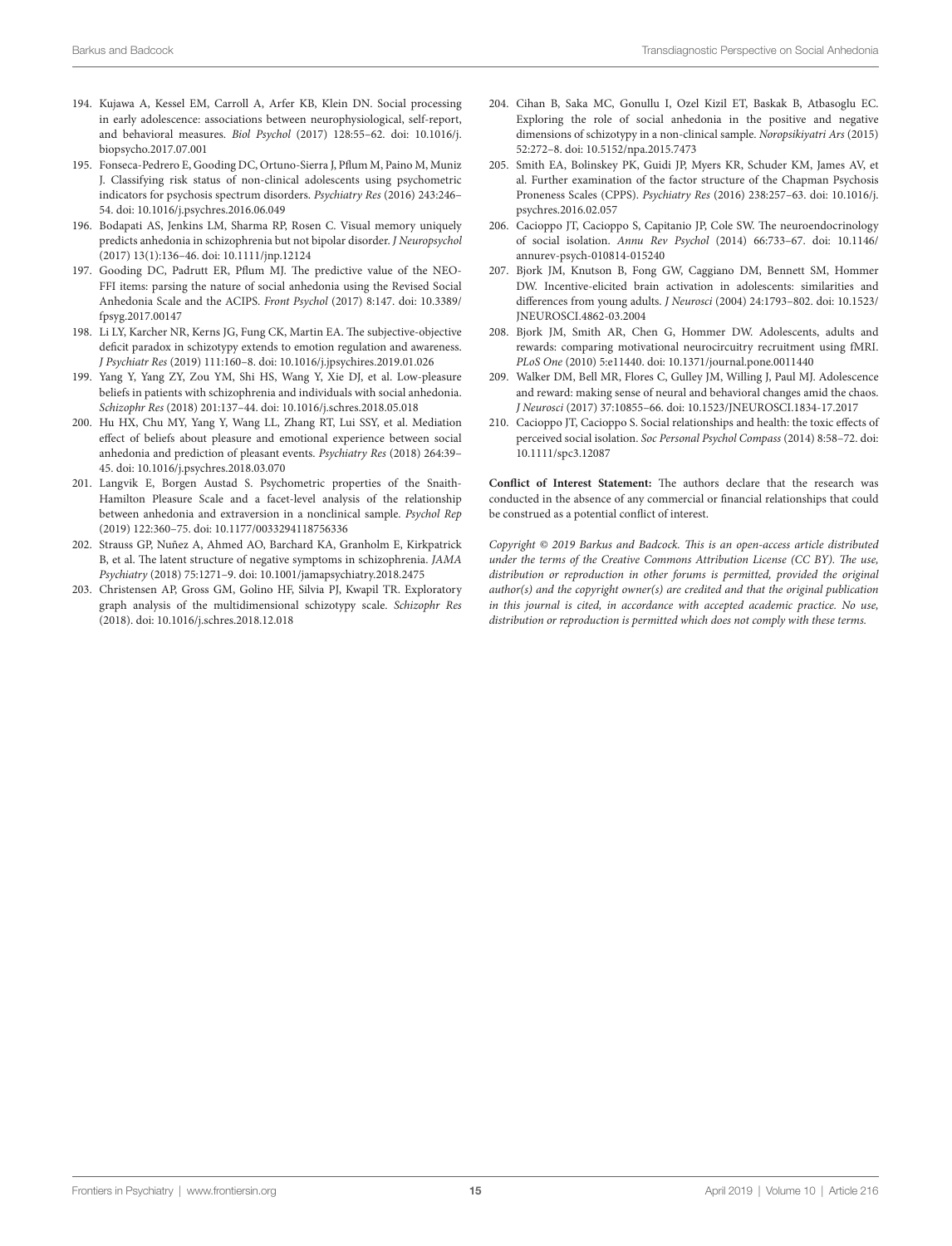194. Kujawa A, Kessel EM, Carroll A, Arfer KB, Klein DN. Social processing in early adolescence: associations between neurophysiological, self-report, and behavioral measures. *Biol Psychol* (2017) 128:55–62. doi: 10.1016/j.biopsycho.2017.07.001

195. Fonseca-Pedrero E, Gooding DC, Ortuno-Sierra J, Pflum M, Paino M, Muniz J. Classifying risk status of non-clinical adolescents using psychometric indicators for psychosis spectrum disorders. *Psychiatry Res* (2016) 243:246–54. doi: 10.1016/j.psychres.2016.06.049

196. Bodapati AS, Jenkins LM, Sharma RP, Rosen C. Visual memory uniquely predicts anhedonia in schizophrenia but not bipolar disorder. *J Neuropsychol* (2017) 13(1):136–46. doi: 10.1111/jnp.12124

197. Gooding DC, Padrutt ER, Pflum MJ. The predictive value of the NEO-FFI items: parsing the nature of social anhedonia using the Revised Social Anhedonia Scale and the ACIPS. *Front Psychol* (2017) 8:147. doi: 10.3389/fpsyg.2017.00147

198. Li LY, Karcher NR, Kerns JG, Fung CK, Martin EA. The subjective-objective deficit paradox in schizotypy extends to emotion regulation and awareness. *J Psychiatr Res* (2019) 111:160–8. doi: 10.1016/j.jpsychires.2019.01.026

199. Yang Y, Yang ZY, Zou YM, Shi HS, Wang Y, Xie DJ, et al. Low-pleasure beliefs in patients with schizophrenia and individuals with social anhedonia. *Schizophr Res* (2018) 201:137–44. doi: 10.1016/j.schres.2018.05.018

200. Hu HX, Chu MY, Yang Y, Wang LL, Zhang RT, Lui SSY, et al. Mediation effect of beliefs about pleasure and emotional experience between social anhedonia and prediction of pleasant events. *Psychiatry Res* (2018) 264:39–45. doi: 10.1016/j.psychres.2018.03.070

201. Langvik E, Borgen Austad S. Psychometric properties of the Snaith-Hamilton Pleasure Scale and a facet-level analysis of the relationship between anhedonia and extraversion in a nonclinical sample. *Psychol Rep* (2019) 122:360–75. doi: 10.1177/0033294118756336

202. Strauss GP, Nuñez A, Ahmed AO, Barchard KA, Granholm E, Kirkpatrick B, et al. The latent structure of negative symptoms in schizophrenia. *JAMA Psychiatry* (2018) 75:1271–9. doi: 10.1001/jamapsychiatry.2018.2475

203. Christensen AP, Gross GM, Golino HF, Silvia PJ, Kwapil TR. Exploratory graph analysis of the multidimensional schizotypy scale. *Schizophr Res* (2018). doi: 10.1016/j.schres.2018.12.018

204. Cihan B, Saka MC, Gonullu I, Ozel Kizil ET, Baskak B, Atbasoglu EC. Exploring the role of social anhedonia in the positive and negative dimensions of schizotypy in a non-clinical sample. *Noropsikiyatri Ars* (2015) 52:272–8. doi: 10.5152/npa.2015.7473

205. Smith EA, Bolinskey PK, Guidi JP, Myers KR, Schuder KM, James AV, et al. Further examination of the factor structure of the Chapman Psychosis Proneness Scales (CPPS). *Psychiatry Res* (2016) 238:257–63. doi: 10.1016/j.psychres.2016.02.057

206. Cacioppo JT, Cacioppo S, Capitanio JP, Cole SW. The neuroendocrinology of social isolation. *Annu Rev Psychol* (2014) 66:733–67. doi: 10.1146/annurev-psych-010814-015240

207. Bjork JM, Knutson B, Fong GW, Caggiano DM, Bennett SM, Hommer DW. Incentive-elicited brain activation in adolescents: similarities and differences from young adults. *J Neurosci* (2004) 24:1793–802. doi: 10.1523/JNEUROSCI.4862-03.2004

208. Bjork JM, Smith AR, Chen G, Hommer DW. Adolescents, adults and rewards: comparing motivational neurocircuitry recruitment using fMRI. *PLoS One* (2010) 5:e11440. doi: 10.1371/journal.pone.0011440

209. Walker DM, Bell MR, Flores C, Gulley JM, Willing J, Paul MJ. Adolescence and reward: making sense of neural and behavioral changes amid the chaos. *J Neurosci* (2017) 37:10855–66. doi: 10.1523/JNEUROSCI.1834-17.2017

210. Cacioppo JT, Cacioppo S. Social relationships and health: the toxic effects of perceived social isolation. *Soc Personal Psychol Compass* (2014) 8:58–72. doi: 10.1111/spc3.12087

**Conflict of Interest Statement:** The authors declare that the research was conducted in the absence of any commercial or financial relationships that could be construed as a potential conflict of interest.

*Copyright © 2019 Barkus and Badcock. This is an open-access article distributed under the terms of the Creative Commons Attribution License (CC BY). The use, distribution or reproduction in other forums is permitted, provided the original author(s) and the copyright owner(s) are credited and that the original publication in this journal is cited, in accordance with accepted academic practice. No use, distribution or reproduction is permitted which does not comply with these terms.*